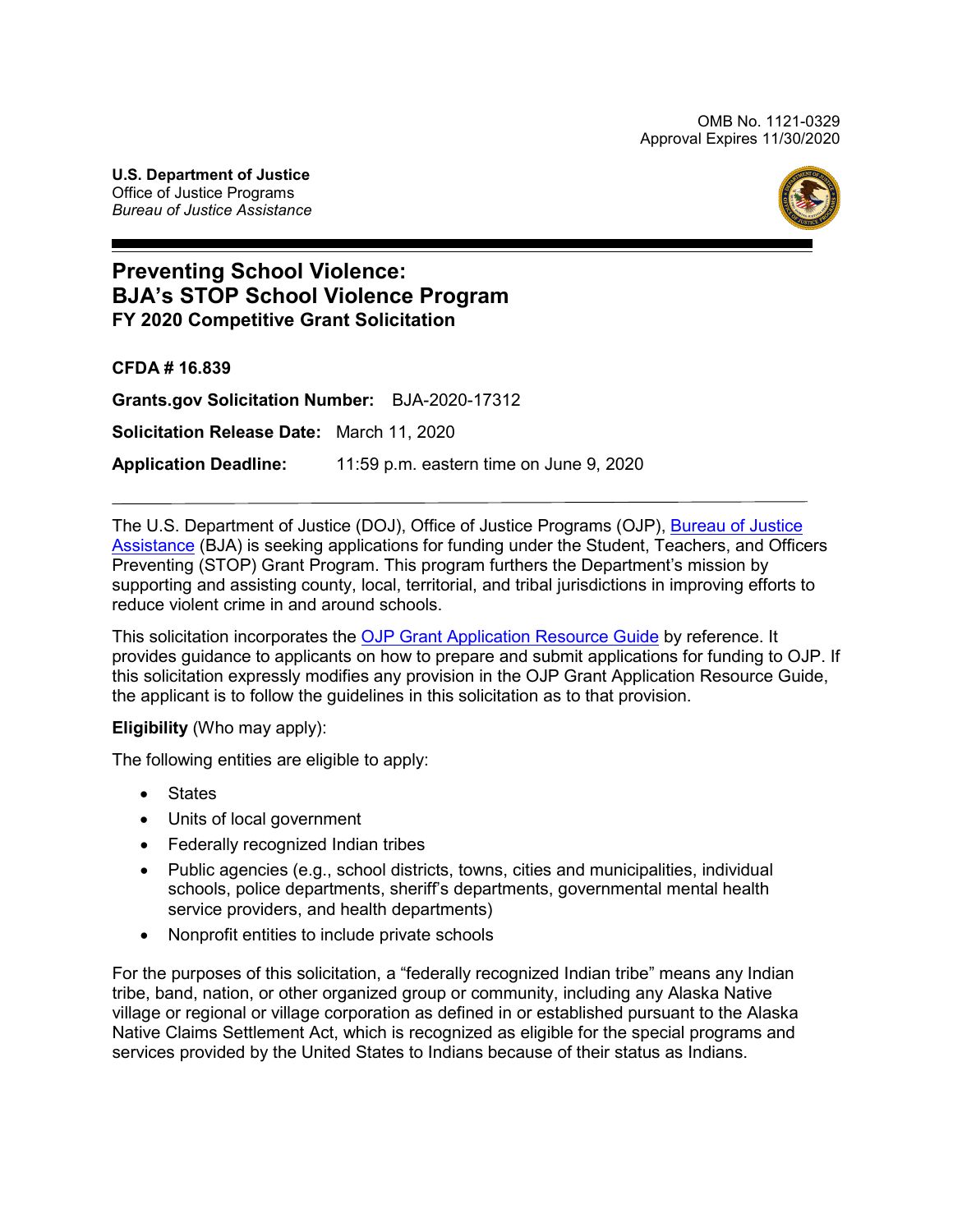OMB No. 1121-0329
Approval Expires 11/30/2020

**U.S. Department of Justice**
Office of Justice Programs
*Bureau of Justice Assistance*

# Preventing School Violence: BJA's STOP School Violence Program

## FY 2020 Competitive Grant Solicitation

**CFDA # 16.839**

**Grants.gov Solicitation Number:** BJA-2020-17312

**Solicitation Release Date:** March 11, 2020

**Application Deadline:** 11:59 p.m. eastern time on June 9, 2020

---

The U.S. Department of Justice (DOJ), Office of Justice Programs (OJP), Bureau of Justice Assistance (BJA) is seeking applications for funding under the Student, Teachers, and Officers Preventing (STOP) Grant Program. This program furthers the Department's mission by supporting and assisting county, local, territorial, and tribal jurisdictions in improving efforts to reduce violent crime in and around schools.

This solicitation incorporates the OJP Grant Application Resource Guide by reference. It provides guidance to applicants on how to prepare and submit applications for funding to OJP. If this solicitation expressly modifies any provision in the OJP Grant Application Resource Guide, the applicant is to follow the guidelines in this solicitation as to that provision.

**Eligibility** (Who may apply):

The following entities are eligible to apply:

- States
- Units of local government
- Federally recognized Indian tribes
- Public agencies (e.g., school districts, towns, cities and municipalities, individual schools, police departments, sheriff's departments, governmental mental health service providers, and health departments)
- Nonprofit entities to include private schools

For the purposes of this solicitation, a "federally recognized Indian tribe" means any Indian tribe, band, nation, or other organized group or community, including any Alaska Native village or regional or village corporation as defined in or established pursuant to the Alaska Native Claims Settlement Act, which is recognized as eligible for the special programs and services provided by the United States to Indians because of their status as Indians.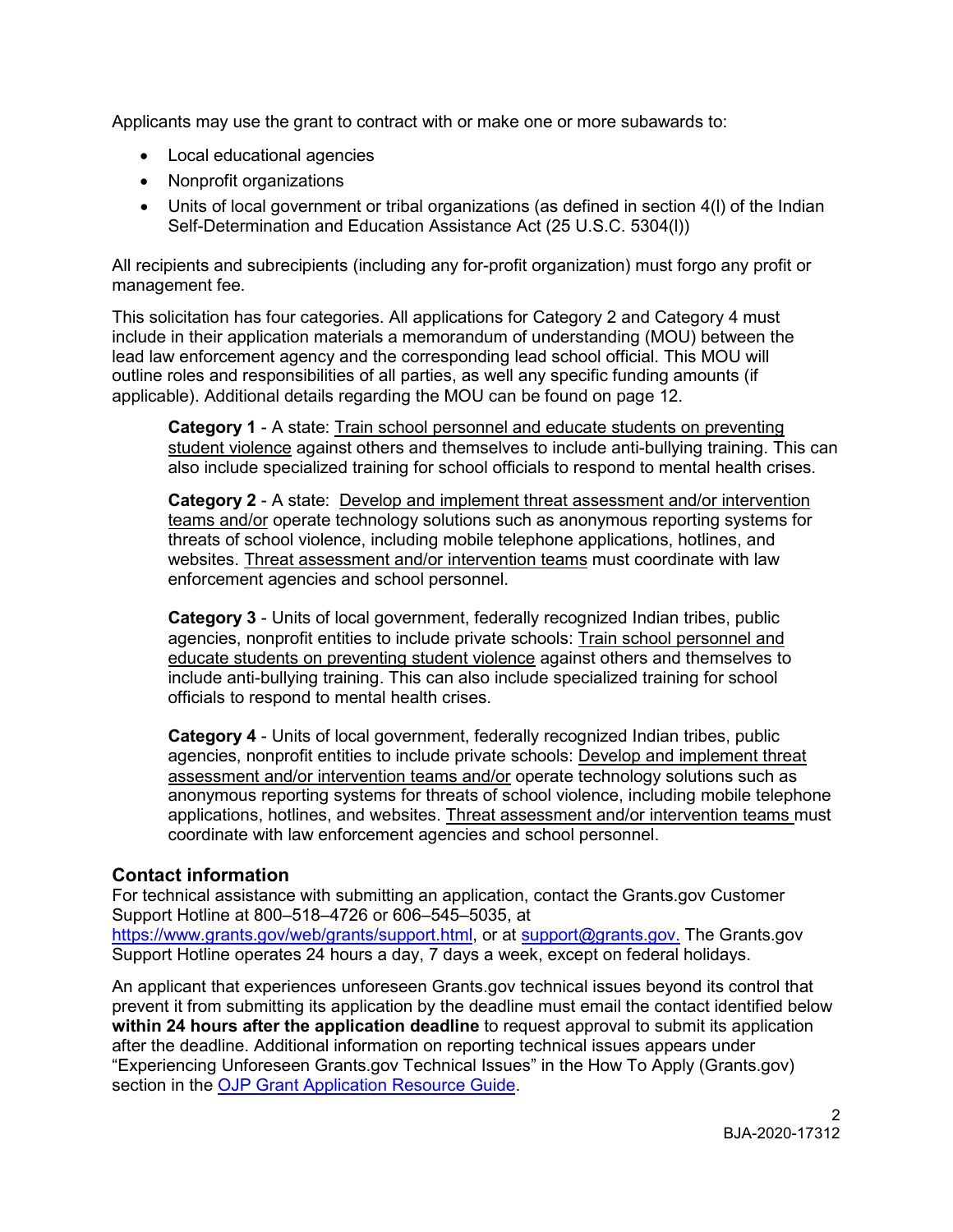Applicants may use the grant to contract with or make one or more subawards to:

- Local educational agencies
- Nonprofit organizations
- Units of local government or tribal organizations (as defined in section 4(l) of the Indian Self-Determination and Education Assistance Act (25 U.S.C. 5304(l))

All recipients and subrecipients (including any for-profit organization) must forgo any profit or management fee.

This solicitation has four categories. All applications for Category 2 and Category 4 must include in their application materials a memorandum of understanding (MOU) between the lead law enforcement agency and the corresponding lead school official. This MOU will outline roles and responsibilities of all parties, as well any specific funding amounts (if applicable). Additional details regarding the MOU can be found on page 12.

> **Category 1** - A state: Train school personnel and educate students on preventing student violence against others and themselves to include anti-bullying training. This can also include specialized training for school officials to respond to mental health crises.
>
> **Category 2** - A state: Develop and implement threat assessment and/or intervention teams and/or operate technology solutions such as anonymous reporting systems for threats of school violence, including mobile telephone applications, hotlines, and websites. Threat assessment and/or intervention teams must coordinate with law enforcement agencies and school personnel.
>
> **Category 3** - Units of local government, federally recognized Indian tribes, public agencies, nonprofit entities to include private schools: Train school personnel and educate students on preventing student violence against others and themselves to include anti-bullying training. This can also include specialized training for school officials to respond to mental health crises.
>
> **Category 4** - Units of local government, federally recognized Indian tribes, public agencies, nonprofit entities to include private schools: Develop and implement threat assessment and/or intervention teams and/or operate technology solutions such as anonymous reporting systems for threats of school violence, including mobile telephone applications, hotlines, and websites. Threat assessment and/or intervention teams must coordinate with law enforcement agencies and school personnel.

## Contact information

For technical assistance with submitting an application, contact the Grants.gov Customer Support Hotline at 800–518–4726 or 606–545–5035, at https://www.grants.gov/web/grants/support.html, or at support@grants.gov. The Grants.gov Support Hotline operates 24 hours a day, 7 days a week, except on federal holidays.

An applicant that experiences unforeseen Grants.gov technical issues beyond its control that prevent it from submitting its application by the deadline must email the contact identified below **within 24 hours after the application deadline** to request approval to submit its application after the deadline. Additional information on reporting technical issues appears under "Experiencing Unforeseen Grants.gov Technical Issues" in the How To Apply (Grants.gov) section in the OJP Grant Application Resource Guide.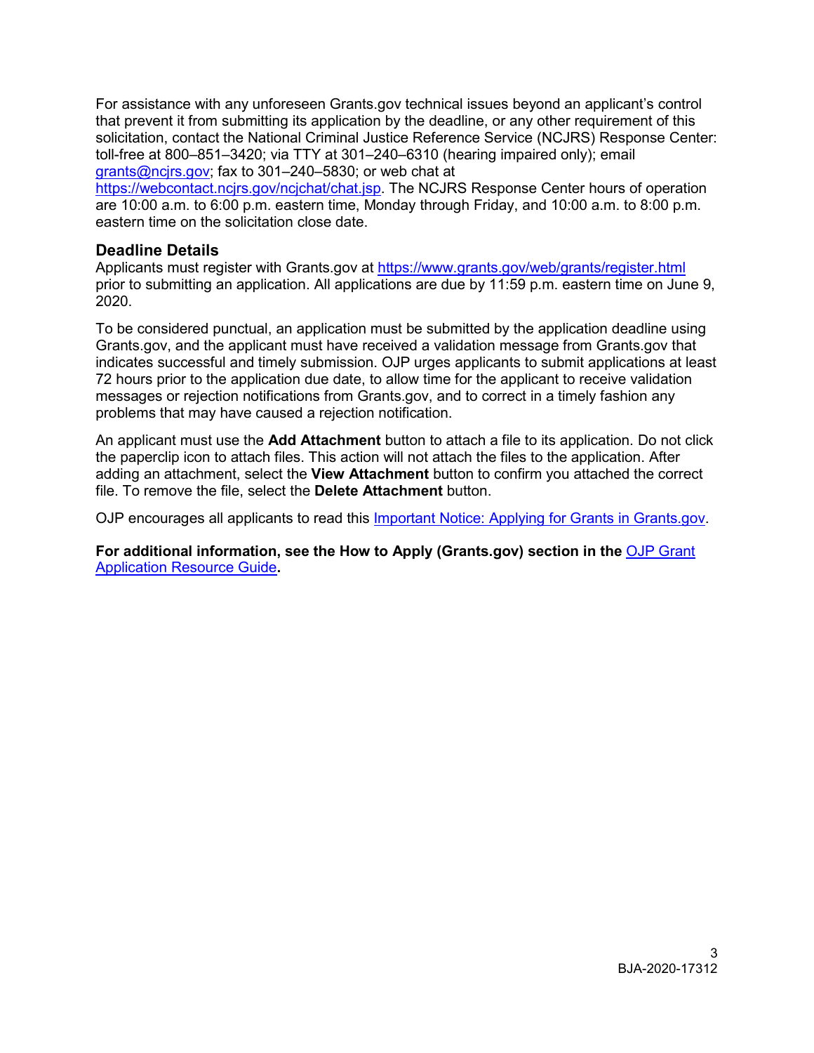For assistance with any unforeseen Grants.gov technical issues beyond an applicant's control that prevent it from submitting its application by the deadline, or any other requirement of this solicitation, contact the National Criminal Justice Reference Service (NCJRS) Response Center: toll-free at 800–851–3420; via TTY at 301–240–6310 (hearing impaired only); email [grants@ncjrs.gov](mailto:grants@ncjrs.gov); fax to 301–240–5830; or web chat at [https://webcontact.ncjrs.gov/ncjchat/chat.jsp](https://webcontact.ncjrs.gov/ncjchat/chat.jsp). The NCJRS Response Center hours of operation are 10:00 a.m. to 6:00 p.m. eastern time, Monday through Friday, and 10:00 a.m. to 8:00 p.m. eastern time on the solicitation close date.

### Deadline Details

Applicants must register with Grants.gov at [https://www.grants.gov/web/grants/register.html](https://www.grants.gov/web/grants/register.html) prior to submitting an application. All applications are due by 11:59 p.m. eastern time on June 9, 2020.

To be considered punctual, an application must be submitted by the application deadline using Grants.gov, and the applicant must have received a validation message from Grants.gov that indicates successful and timely submission. OJP urges applicants to submit applications at least 72 hours prior to the application due date, to allow time for the applicant to receive validation messages or rejection notifications from Grants.gov, and to correct in a timely fashion any problems that may have caused a rejection notification.

An applicant must use the **Add Attachment** button to attach a file to its application. Do not click the paperclip icon to attach files. This action will not attach the files to the application. After adding an attachment, select the **View Attachment** button to confirm you attached the correct file. To remove the file, select the **Delete Attachment** button.

OJP encourages all applicants to read this Important Notice: Applying for Grants in Grants.gov.

**For additional information, see the How to Apply (Grants.gov) section in the OJP Grant Application Resource Guide.**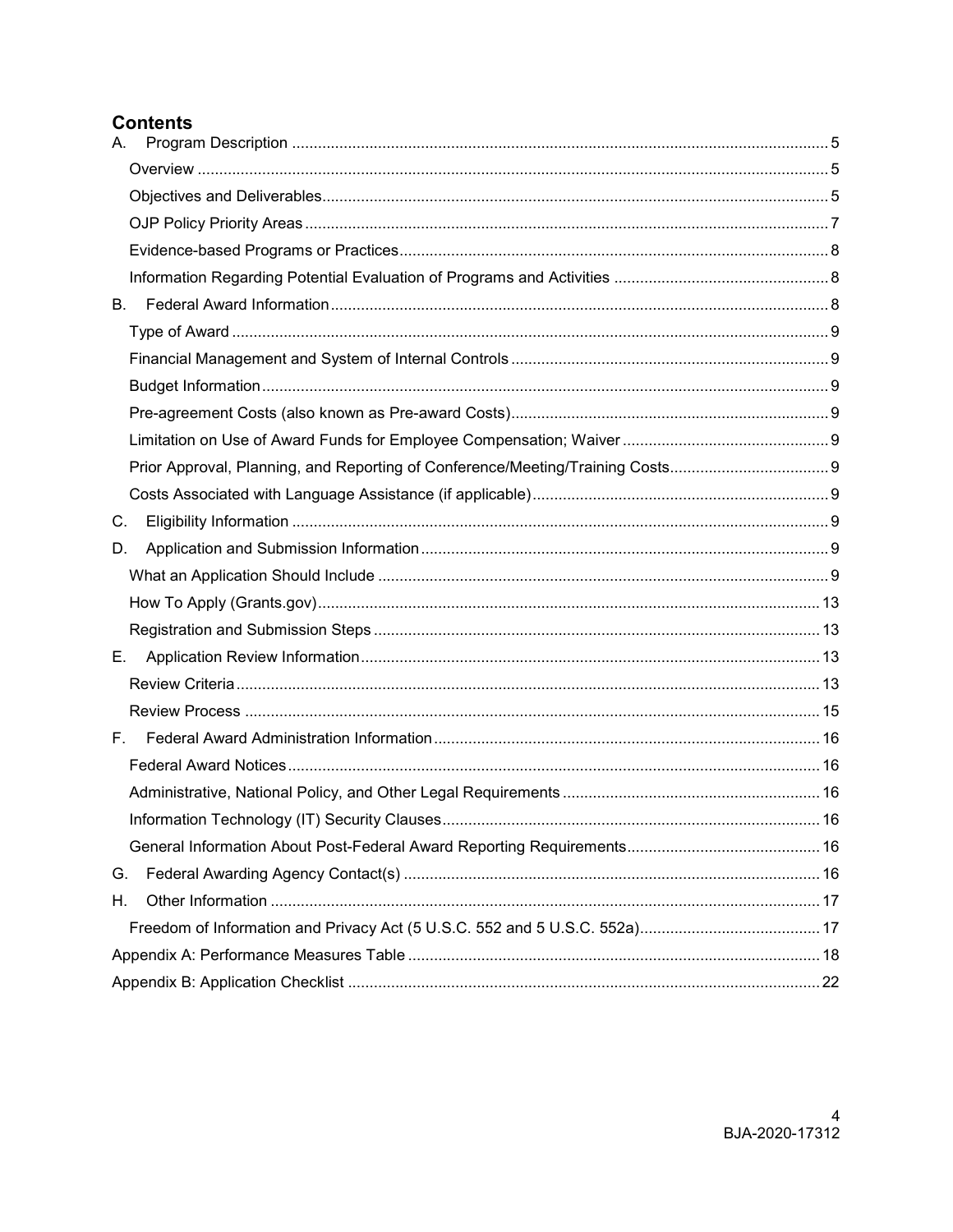## Contents

- A. Program Description ..... 5
  - Overview ..... 5
  - Objectives and Deliverables ..... 5
  - OJP Policy Priority Areas ..... 7
  - Evidence-based Programs or Practices ..... 8
  - Information Regarding Potential Evaluation of Programs and Activities ..... 8
- B. Federal Award Information ..... 8
  - Type of Award ..... 9
  - Financial Management and System of Internal Controls ..... 9
  - Budget Information ..... 9
  - Pre-agreement Costs (also known as Pre-award Costs) ..... 9
  - Limitation on Use of Award Funds for Employee Compensation; Waiver ..... 9
  - Prior Approval, Planning, and Reporting of Conference/Meeting/Training Costs ..... 9
  - Costs Associated with Language Assistance (if applicable) ..... 9
- C. Eligibility Information ..... 9
- D. Application and Submission Information ..... 9
  - What an Application Should Include ..... 9
  - How To Apply (Grants.gov) ..... 13
  - Registration and Submission Steps ..... 13
- E. Application Review Information ..... 13
  - Review Criteria ..... 13
  - Review Process ..... 15
- F. Federal Award Administration Information ..... 16
  - Federal Award Notices ..... 16
  - Administrative, National Policy, and Other Legal Requirements ..... 16
  - Information Technology (IT) Security Clauses ..... 16
  - General Information About Post-Federal Award Reporting Requirements ..... 16
- G. Federal Awarding Agency Contact(s) ..... 16
- H. Other Information ..... 17
  - Freedom of Information and Privacy Act (5 U.S.C. 552 and 5 U.S.C. 552a) ..... 17
- Appendix A: Performance Measures Table ..... 18
- Appendix B: Application Checklist ..... 22

BJA-2020-17312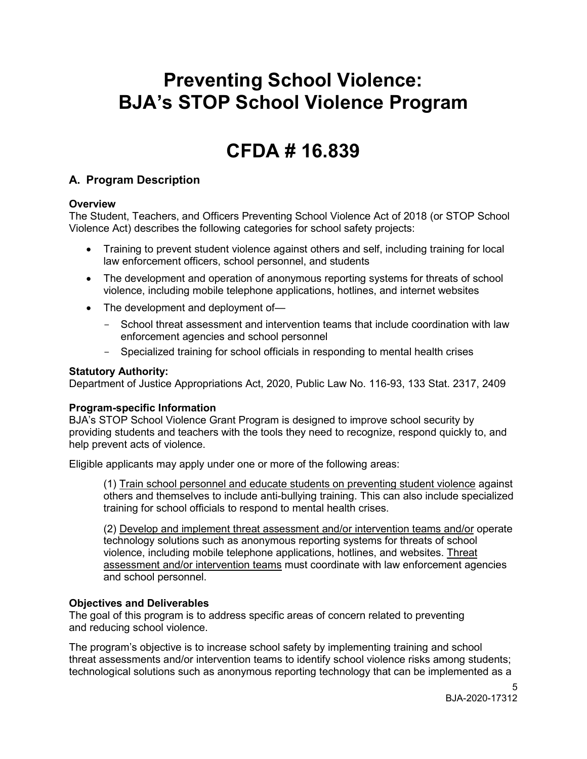# Preventing School Violence: BJA's STOP School Violence Program

# CFDA # 16.839

## A. Program Description

**Overview**

The Student, Teachers, and Officers Preventing School Violence Act of 2018 (or STOP School Violence Act) describes the following categories for school safety projects:

- Training to prevent student violence against others and self, including training for local law enforcement officers, school personnel, and students
- The development and operation of anonymous reporting systems for threats of school violence, including mobile telephone applications, hotlines, and internet websites
- The development and deployment of—
  - School threat assessment and intervention teams that include coordination with law enforcement agencies and school personnel
  - Specialized training for school officials in responding to mental health crises

**Statutory Authority:**

Department of Justice Appropriations Act, 2020, Public Law No. 116-93, 133 Stat. 2317, 2409

**Program-specific Information**

BJA's STOP School Violence Grant Program is designed to improve school security by providing students and teachers with the tools they need to recognize, respond quickly to, and help prevent acts of violence.

Eligible applicants may apply under one or more of the following areas:

(1) Train school personnel and educate students on preventing student violence against others and themselves to include anti-bullying training. This can also include specialized training for school officials to respond to mental health crises.

(2) Develop and implement threat assessment and/or intervention teams and/or operate technology solutions such as anonymous reporting systems for threats of school violence, including mobile telephone applications, hotlines, and websites. Threat assessment and/or intervention teams must coordinate with law enforcement agencies and school personnel.

**Objectives and Deliverables**

The goal of this program is to address specific areas of concern related to preventing and reducing school violence.

The program's objective is to increase school safety by implementing training and school threat assessments and/or intervention teams to identify school violence risks among students; technological solutions such as anonymous reporting technology that can be implemented as a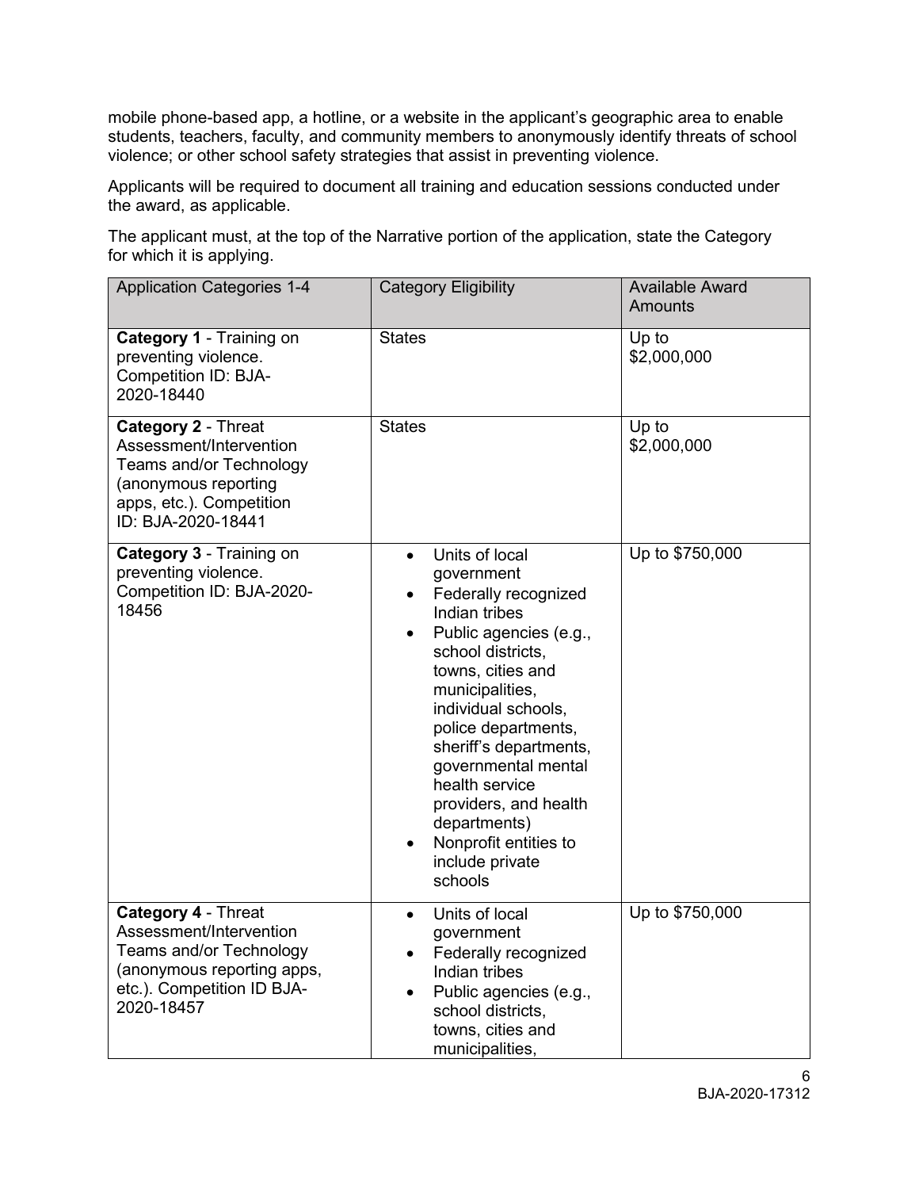mobile phone-based app, a hotline, or a website in the applicant's geographic area to enable students, teachers, faculty, and community members to anonymously identify threats of school violence; or other school safety strategies that assist in preventing violence.

Applicants will be required to document all training and education sessions conducted under the award, as applicable.

The applicant must, at the top of the Narrative portion of the application, state the Category for which it is applying.

| Application Categories 1-4 | Category Eligibility | Available Award Amounts |
|---|---|---|
| **Category 1** - Training on preventing violence. Competition ID: BJA-2020-18440 | States | Up to $2,000,000 |
| **Category 2** - Threat Assessment/Intervention Teams and/or Technology (anonymous reporting apps, etc.). Competition ID: BJA-2020-18441 | States | Up to $2,000,000 |
| **Category 3** - Training on preventing violence. Competition ID: BJA-2020-18456 | • Units of local government<br>• Federally recognized Indian tribes<br>• Public agencies (e.g., school districts, towns, cities and municipalities, individual schools, police departments, sheriff's departments, governmental mental health service providers, and health departments)<br>• Nonprofit entities to include private schools | Up to $750,000 |
| **Category 4** - Threat Assessment/Intervention Teams and/or Technology (anonymous reporting apps, etc.). Competition ID BJA-2020-18457 | • Units of local government<br>• Federally recognized Indian tribes<br>• Public agencies (e.g., school districts, towns, cities and municipalities, | Up to $750,000 |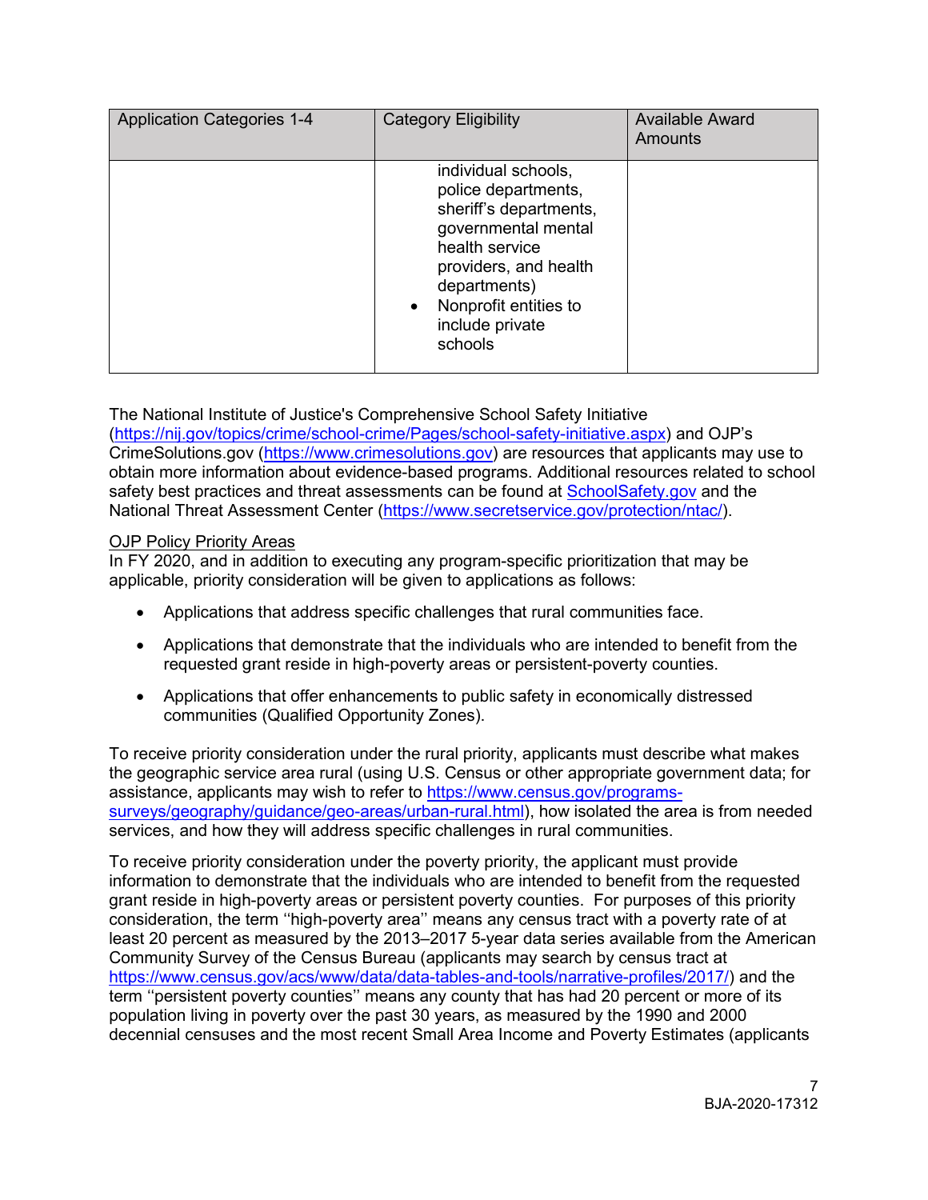| Application Categories 1-4 | Category Eligibility | Available Award Amounts |
|---|---|---|
| | individual schools, police departments, sheriff's departments, governmental mental health service providers, and health departments)<br>• Nonprofit entities to include private schools | |

The National Institute of Justice's Comprehensive School Safety Initiative (https://nij.gov/topics/crime/school-crime/Pages/school-safety-initiative.aspx) and OJP's CrimeSolutions.gov (https://www.crimesolutions.gov) are resources that applicants may use to obtain more information about evidence-based programs. Additional resources related to school safety best practices and threat assessments can be found at SchoolSafety.gov and the National Threat Assessment Center (https://www.secretservice.gov/protection/ntac/).

OJP Policy Priority Areas

In FY 2020, and in addition to executing any program-specific prioritization that may be applicable, priority consideration will be given to applications as follows:

- Applications that address specific challenges that rural communities face.
- Applications that demonstrate that the individuals who are intended to benefit from the requested grant reside in high-poverty areas or persistent-poverty counties.
- Applications that offer enhancements to public safety in economically distressed communities (Qualified Opportunity Zones).

To receive priority consideration under the rural priority, applicants must describe what makes the geographic service area rural (using U.S. Census or other appropriate government data; for assistance, applicants may wish to refer to https://www.census.gov/programs-surveys/geography/guidance/geo-areas/urban-rural.html), how isolated the area is from needed services, and how they will address specific challenges in rural communities.

To receive priority consideration under the poverty priority, the applicant must provide information to demonstrate that the individuals who are intended to benefit from the requested grant reside in high-poverty areas or persistent poverty counties. For purposes of this priority consideration, the term ''high-poverty area'' means any census tract with a poverty rate of at least 20 percent as measured by the 2013–2017 5-year data series available from the American Community Survey of the Census Bureau (applicants may search by census tract at https://www.census.gov/acs/www/data/data-tables-and-tools/narrative-profiles/2017/) and the term ''persistent poverty counties'' means any county that has had 20 percent or more of its population living in poverty over the past 30 years, as measured by the 1990 and 2000 decennial censuses and the most recent Small Area Income and Poverty Estimates (applicants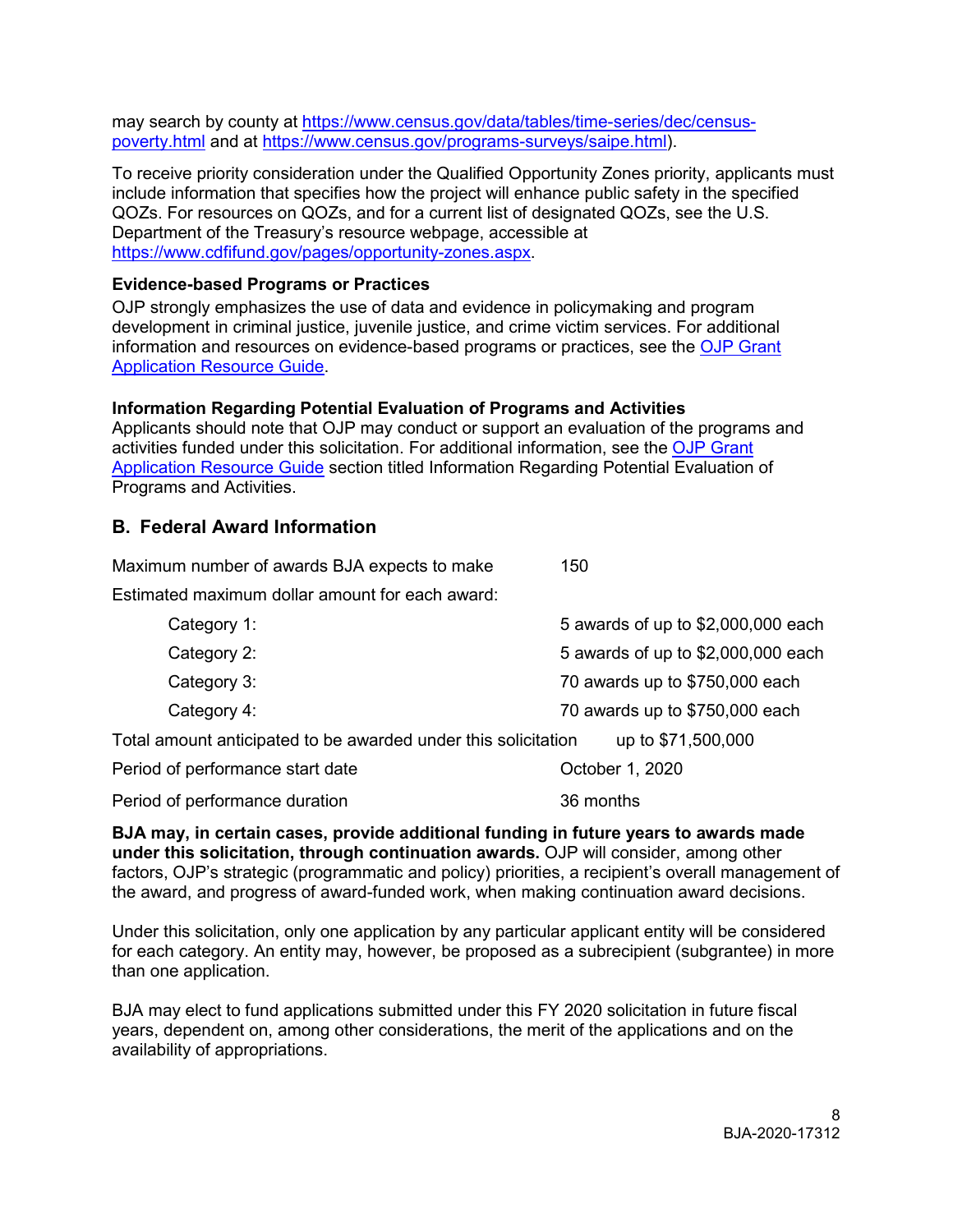may search by county at [https://www.census.gov/data/tables/time-series/dec/census-poverty.html](https://www.census.gov/data/tables/time-series/dec/census-poverty.html) and at [https://www.census.gov/programs-surveys/saipe.html](https://www.census.gov/programs-surveys/saipe.html)).

To receive priority consideration under the Qualified Opportunity Zones priority, applicants must include information that specifies how the project will enhance public safety in the specified QOZs. For resources on QOZs, and for a current list of designated QOZs, see the U.S. Department of the Treasury's resource webpage, accessible at [https://www.cdfifund.gov/pages/opportunity-zones.aspx](https://www.cdfifund.gov/pages/opportunity-zones.aspx).

**Evidence-based Programs or Practices**

OJP strongly emphasizes the use of data and evidence in policymaking and program development in criminal justice, juvenile justice, and crime victim services. For additional information and resources on evidence-based programs or practices, see the OJP Grant Application Resource Guide.

**Information Regarding Potential Evaluation of Programs and Activities**

Applicants should note that OJP may conduct or support an evaluation of the programs and activities funded under this solicitation. For additional information, see the OJP Grant Application Resource Guide section titled Information Regarding Potential Evaluation of Programs and Activities.

## B. Federal Award Information

| | |
|---|---|
| Maximum number of awards BJA expects to make | 150 |
| Estimated maximum dollar amount for each award: | |
| Category 1: | 5 awards of up to $2,000,000 each |
| Category 2: | 5 awards of up to $2,000,000 each |
| Category 3: | 70 awards up to $750,000 each |
| Category 4: | 70 awards up to $750,000 each |
| Total amount anticipated to be awarded under this solicitation | up to $71,500,000 |
| Period of performance start date | October 1, 2020 |
| Period of performance duration | 36 months |

**BJA may, in certain cases, provide additional funding in future years to awards made under this solicitation, through continuation awards.** OJP will consider, among other factors, OJP's strategic (programmatic and policy) priorities, a recipient's overall management of the award, and progress of award-funded work, when making continuation award decisions.

Under this solicitation, only one application by any particular applicant entity will be considered for each category. An entity may, however, be proposed as a subrecipient (subgrantee) in more than one application.

BJA may elect to fund applications submitted under this FY 2020 solicitation in future fiscal years, dependent on, among other considerations, the merit of the applications and on the availability of appropriations.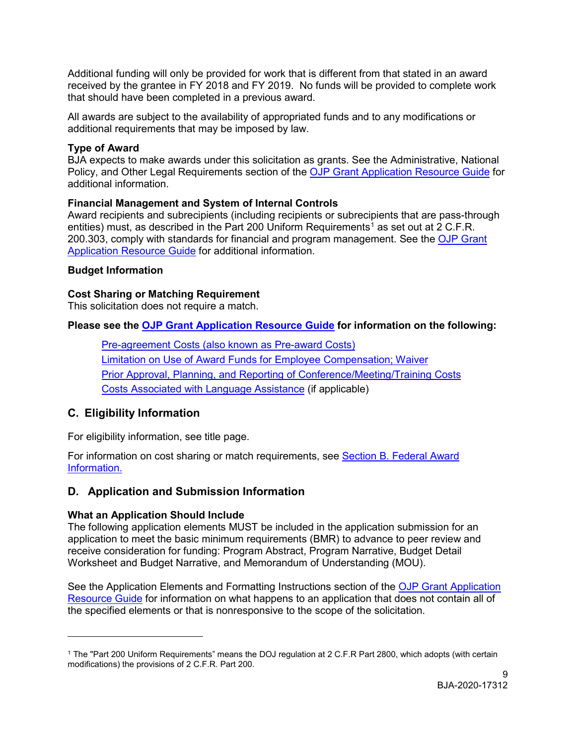Additional funding will only be provided for work that is different from that stated in an award received by the grantee in FY 2018 and FY 2019. No funds will be provided to complete work that should have been completed in a previous award.

All awards are subject to the availability of appropriated funds and to any modifications or additional requirements that may be imposed by law.

**Type of Award**
BJA expects to make awards under this solicitation as grants. See the Administrative, National Policy, and Other Legal Requirements section of the OJP Grant Application Resource Guide for additional information.

**Financial Management and System of Internal Controls**
Award recipients and subrecipients (including recipients or subrecipients that are pass-through entities) must, as described in the Part 200 Uniform Requirements[1] as set out at 2 C.F.R. 200.303, comply with standards for financial and program management. See the OJP Grant Application Resource Guide for additional information.

**Budget Information**

**Cost Sharing or Matching Requirement**
This solicitation does not require a match.

**Please see the OJP Grant Application Resource Guide for information on the following:**

- Pre-agreement Costs (also known as Pre-award Costs)
- Limitation on Use of Award Funds for Employee Compensation; Waiver
- Prior Approval, Planning, and Reporting of Conference/Meeting/Training Costs
- Costs Associated with Language Assistance (if applicable)

## C. Eligibility Information

For eligibility information, see title page.

For information on cost sharing or match requirements, see Section B. Federal Award Information.

## D. Application and Submission Information

**What an Application Should Include**
The following application elements MUST be included in the application submission for an application to meet the basic minimum requirements (BMR) to advance to peer review and receive consideration for funding: Program Abstract, Program Narrative, Budget Detail Worksheet and Budget Narrative, and Memorandum of Understanding (MOU).

See the Application Elements and Formatting Instructions section of the OJP Grant Application Resource Guide for information on what happens to an application that does not contain all of the specified elements or that is nonresponsive to the scope of the solicitation.

---

[1] The "Part 200 Uniform Requirements" means the DOJ regulation at 2 C.F.R Part 2800, which adopts (with certain modifications) the provisions of 2 C.F.R. Part 200.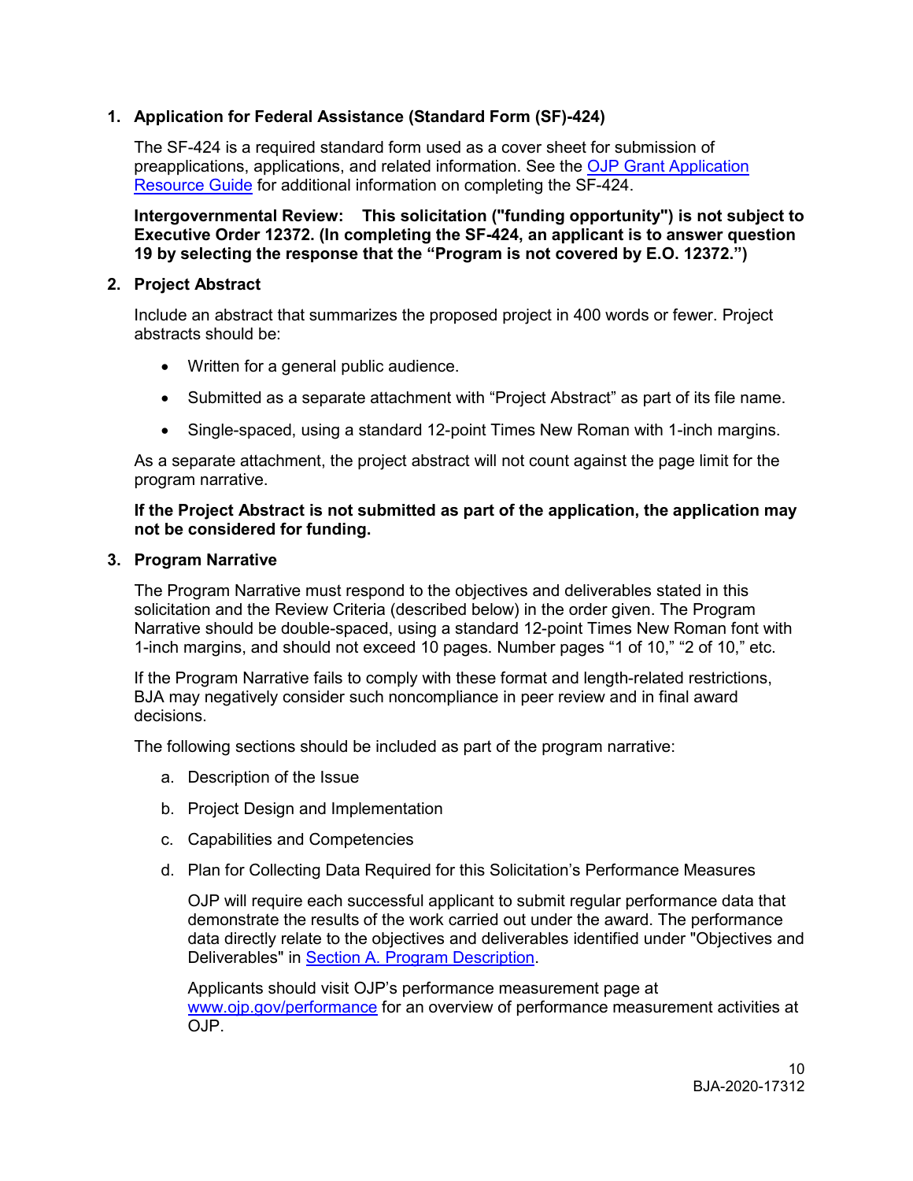1. **Application for Federal Assistance (Standard Form (SF)-424)**

   The SF-424 is a required standard form used as a cover sheet for submission of preapplications, applications, and related information. See the [OJP Grant Application Resource Guide](#) for additional information on completing the SF-424.

   **Intergovernmental Review: This solicitation ("funding opportunity") is not subject to Executive Order 12372. (In completing the SF-424, an applicant is to answer question 19 by selecting the response that the "Program is not covered by E.O. 12372.")**

2. **Project Abstract**

   Include an abstract that summarizes the proposed project in 400 words or fewer. Project abstracts should be:

   - Written for a general public audience.
   - Submitted as a separate attachment with "Project Abstract" as part of its file name.
   - Single-spaced, using a standard 12-point Times New Roman with 1-inch margins.

   As a separate attachment, the project abstract will not count against the page limit for the program narrative.

   **If the Project Abstract is not submitted as part of the application, the application may not be considered for funding.**

3. **Program Narrative**

   The Program Narrative must respond to the objectives and deliverables stated in this solicitation and the Review Criteria (described below) in the order given. The Program Narrative should be double-spaced, using a standard 12-point Times New Roman font with 1-inch margins, and should not exceed 10 pages. Number pages "1 of 10," "2 of 10," etc.

   If the Program Narrative fails to comply with these format and length-related restrictions, BJA may negatively consider such noncompliance in peer review and in final award decisions.

   The following sections should be included as part of the program narrative:

   a. Description of the Issue

   b. Project Design and Implementation

   c. Capabilities and Competencies

   d. Plan for Collecting Data Required for this Solicitation's Performance Measures

      OJP will require each successful applicant to submit regular performance data that demonstrate the results of the work carried out under the award. The performance data directly relate to the objectives and deliverables identified under "Objectives and Deliverables" in [Section A. Program Description](#).

      Applicants should visit OJP's performance measurement page at [www.ojp.gov/performance](www.ojp.gov/performance) for an overview of performance measurement activities at OJP.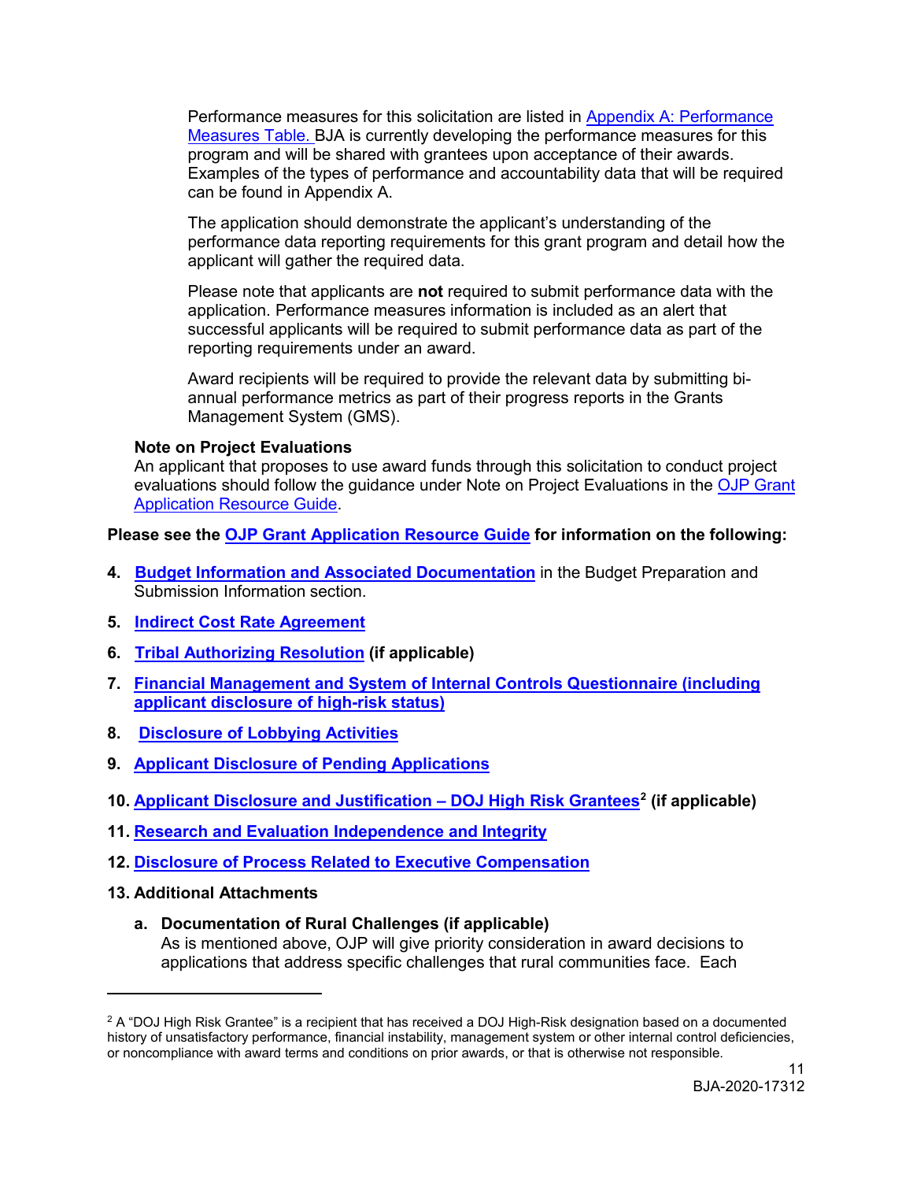Performance measures for this solicitation are listed in Appendix A: Performance Measures Table. BJA is currently developing the performance measures for this program and will be shared with grantees upon acceptance of their awards. Examples of the types of performance and accountability data that will be required can be found in Appendix A.

The application should demonstrate the applicant's understanding of the performance data reporting requirements for this grant program and detail how the applicant will gather the required data.

Please note that applicants are **not** required to submit performance data with the application. Performance measures information is included as an alert that successful applicants will be required to submit performance data as part of the reporting requirements under an award.

Award recipients will be required to provide the relevant data by submitting bi-annual performance metrics as part of their progress reports in the Grants Management System (GMS).

**Note on Project Evaluations**
An applicant that proposes to use award funds through this solicitation to conduct project evaluations should follow the guidance under Note on Project Evaluations in the OJP Grant Application Resource Guide.

**Please see the OJP Grant Application Resource Guide for information on the following:**

4. **Budget Information and Associated Documentation** in the Budget Preparation and Submission Information section.
5. **Indirect Cost Rate Agreement**
6. **Tribal Authorizing Resolution (if applicable)**
7. **Financial Management and System of Internal Controls Questionnaire (including applicant disclosure of high-risk status)**
8. **Disclosure of Lobbying Activities**
9. **Applicant Disclosure of Pending Applications**
10. **Applicant Disclosure and Justification – DOJ High Risk Grantees[2] (if applicable)**
11. **Research and Evaluation Independence and Integrity**
12. **Disclosure of Process Related to Executive Compensation**
13. **Additional Attachments**

    a. **Documentation of Rural Challenges (if applicable)**
    As is mentioned above, OJP will give priority consideration in award decisions to applications that address specific challenges that rural communities face. Each

[2] A "DOJ High Risk Grantee" is a recipient that has received a DOJ High-Risk designation based on a documented history of unsatisfactory performance, financial instability, management system or other internal control deficiencies, or noncompliance with award terms and conditions on prior awards, or that is otherwise not responsible.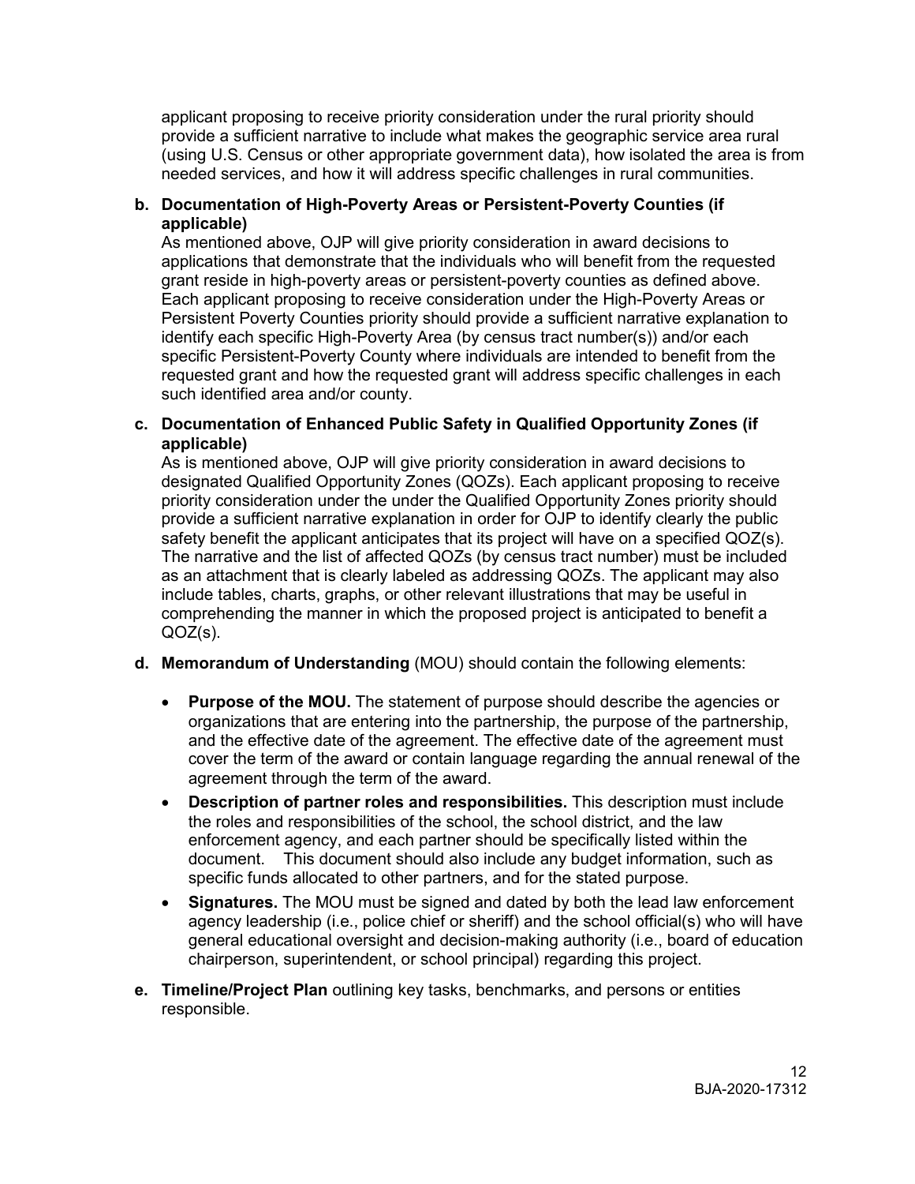applicant proposing to receive priority consideration under the rural priority should provide a sufficient narrative to include what makes the geographic service area rural (using U.S. Census or other appropriate government data), how isolated the area is from needed services, and how it will address specific challenges in rural communities.

**b. Documentation of High-Poverty Areas or Persistent-Poverty Counties (if applicable)**

As mentioned above, OJP will give priority consideration in award decisions to applications that demonstrate that the individuals who will benefit from the requested grant reside in high-poverty areas or persistent-poverty counties as defined above. Each applicant proposing to receive consideration under the High-Poverty Areas or Persistent Poverty Counties priority should provide a sufficient narrative explanation to identify each specific High-Poverty Area (by census tract number(s)) and/or each specific Persistent-Poverty County where individuals are intended to benefit from the requested grant and how the requested grant will address specific challenges in each such identified area and/or county.

**c. Documentation of Enhanced Public Safety in Qualified Opportunity Zones (if applicable)**

As is mentioned above, OJP will give priority consideration in award decisions to designated Qualified Opportunity Zones (QOZs). Each applicant proposing to receive priority consideration under the under the Qualified Opportunity Zones priority should provide a sufficient narrative explanation in order for OJP to identify clearly the public safety benefit the applicant anticipates that its project will have on a specified QOZ(s). The narrative and the list of affected QOZs (by census tract number) must be included as an attachment that is clearly labeled as addressing QOZs. The applicant may also include tables, charts, graphs, or other relevant illustrations that may be useful in comprehending the manner in which the proposed project is anticipated to benefit a QOZ(s).

**d. Memorandum of Understanding** (MOU) should contain the following elements:

- **Purpose of the MOU.** The statement of purpose should describe the agencies or organizations that are entering into the partnership, the purpose of the partnership, and the effective date of the agreement. The effective date of the agreement must cover the term of the award or contain language regarding the annual renewal of the agreement through the term of the award.
- **Description of partner roles and responsibilities.** This description must include the roles and responsibilities of the school, the school district, and the law enforcement agency, and each partner should be specifically listed within the document. This document should also include any budget information, such as specific funds allocated to other partners, and for the stated purpose.
- **Signatures.** The MOU must be signed and dated by both the lead law enforcement agency leadership (i.e., police chief or sheriff) and the school official(s) who will have general educational oversight and decision-making authority (i.e., board of education chairperson, superintendent, or school principal) regarding this project.

**e. Timeline/Project Plan** outlining key tasks, benchmarks, and persons or entities responsible.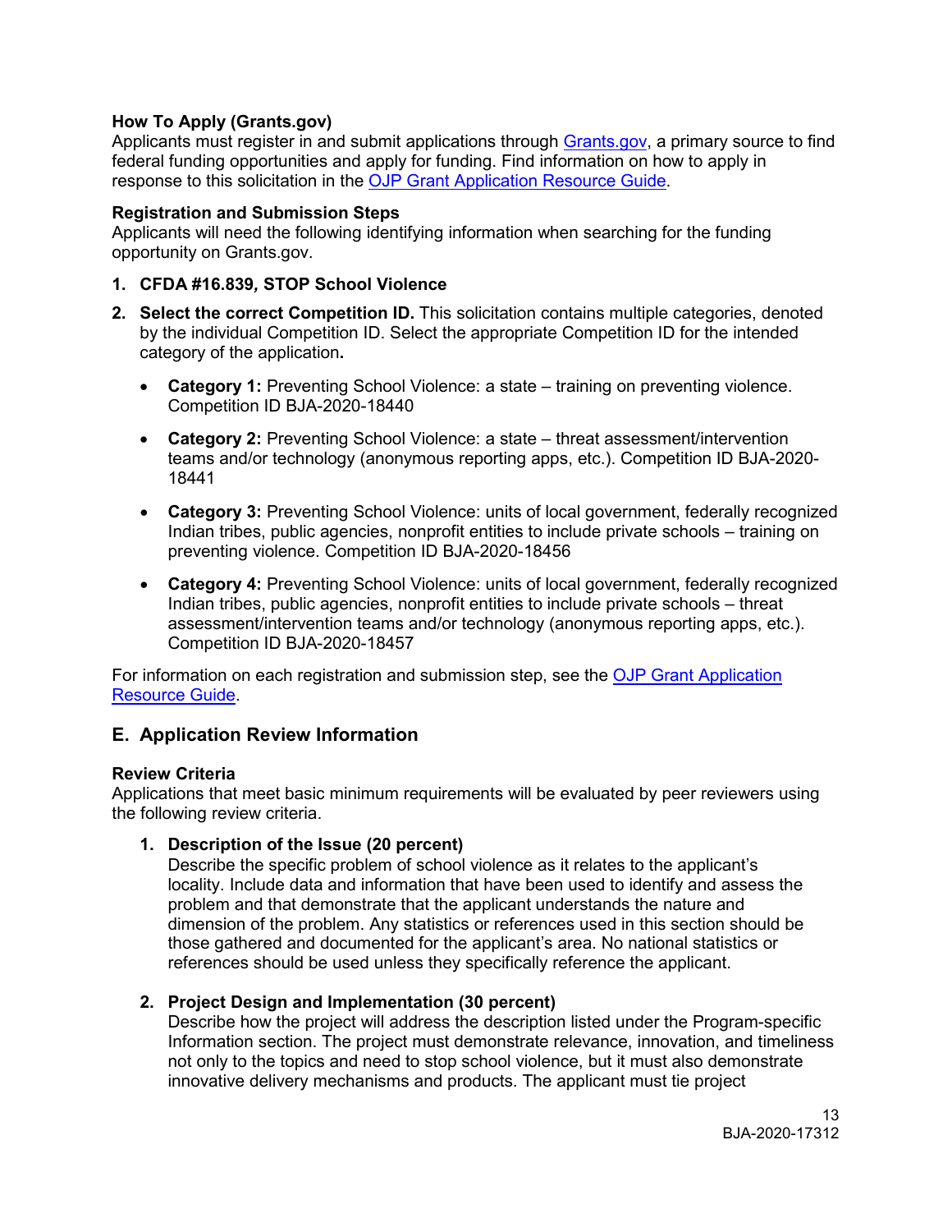**How To Apply (Grants.gov)**
Applicants must register in and submit applications through Grants.gov, a primary source to find federal funding opportunities and apply for funding. Find information on how to apply in response to this solicitation in the OJP Grant Application Resource Guide.

**Registration and Submission Steps**
Applicants will need the following identifying information when searching for the funding opportunity on Grants.gov.

1. **CFDA #16.839, STOP School Violence**
2. **Select the correct Competition ID.** This solicitation contains multiple categories, denoted by the individual Competition ID. Select the appropriate Competition ID for the intended category of the application**.**
   - **Category 1:** Preventing School Violence: a state – training on preventing violence. Competition ID BJA-2020-18440
   - **Category 2:** Preventing School Violence: a state – threat assessment/intervention teams and/or technology (anonymous reporting apps, etc.). Competition ID BJA-2020-18441
   - **Category 3:** Preventing School Violence: units of local government, federally recognized Indian tribes, public agencies, nonprofit entities to include private schools – training on preventing violence. Competition ID BJA-2020-18456
   - **Category 4:** Preventing School Violence: units of local government, federally recognized Indian tribes, public agencies, nonprofit entities to include private schools – threat assessment/intervention teams and/or technology (anonymous reporting apps, etc.). Competition ID BJA-2020-18457

For information on each registration and submission step, see the OJP Grant Application Resource Guide.

## E. Application Review Information

**Review Criteria**
Applications that meet basic minimum requirements will be evaluated by peer reviewers using the following review criteria.

1. **Description of the Issue (20 percent)**
   Describe the specific problem of school violence as it relates to the applicant's locality. Include data and information that have been used to identify and assess the problem and that demonstrate that the applicant understands the nature and dimension of the problem. Any statistics or references used in this section should be those gathered and documented for the applicant's area. No national statistics or references should be used unless they specifically reference the applicant.

2. **Project Design and Implementation (30 percent)**
   Describe how the project will address the description listed under the Program-specific Information section. The project must demonstrate relevance, innovation, and timeliness not only to the topics and need to stop school violence, but it must also demonstrate innovative delivery mechanisms and products. The applicant must tie project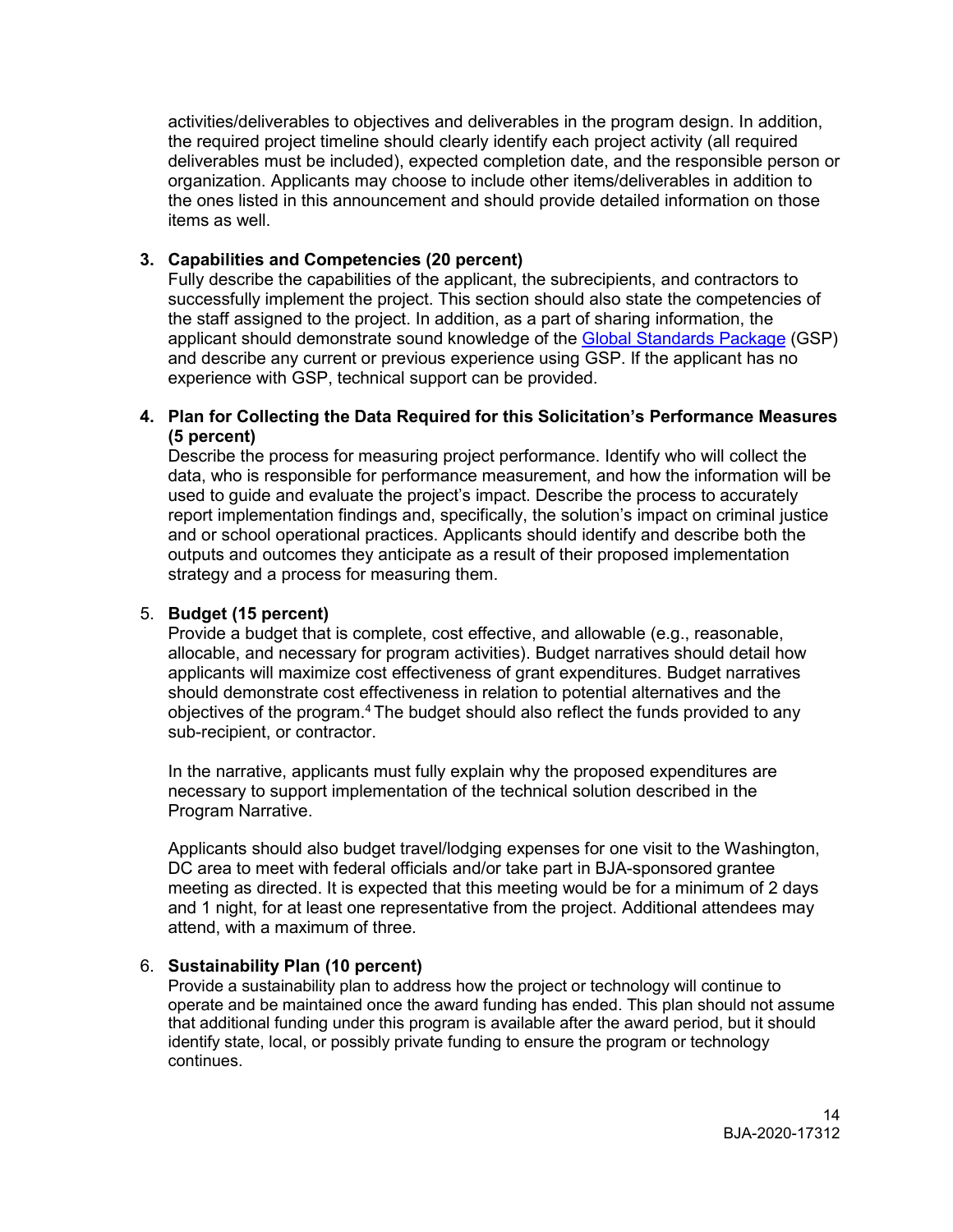activities/deliverables to objectives and deliverables in the program design. In addition, the required project timeline should clearly identify each project activity (all required deliverables must be included), expected completion date, and the responsible person or organization. Applicants may choose to include other items/deliverables in addition to the ones listed in this announcement and should provide detailed information on those items as well.

3. **Capabilities and Competencies (20 percent)**
   Fully describe the capabilities of the applicant, the subrecipients, and contractors to successfully implement the project. This section should also state the competencies of the staff assigned to the project. In addition, as a part of sharing information, the applicant should demonstrate sound knowledge of the Global Standards Package (GSP) and describe any current or previous experience using GSP. If the applicant has no experience with GSP, technical support can be provided.

4. **Plan for Collecting the Data Required for this Solicitation's Performance Measures (5 percent)**
   Describe the process for measuring project performance. Identify who will collect the data, who is responsible for performance measurement, and how the information will be used to guide and evaluate the project's impact. Describe the process to accurately report implementation findings and, specifically, the solution's impact on criminal justice and or school operational practices. Applicants should identify and describe both the outputs and outcomes they anticipate as a result of their proposed implementation strategy and a process for measuring them.

5. **Budget (15 percent)**
   Provide a budget that is complete, cost effective, and allowable (e.g., reasonable, allocable, and necessary for program activities). Budget narratives should detail how applicants will maximize cost effectiveness of grant expenditures. Budget narratives should demonstrate cost effectiveness in relation to potential alternatives and the objectives of the program.[4] The budget should also reflect the funds provided to any sub-recipient, or contractor.

   In the narrative, applicants must fully explain why the proposed expenditures are necessary to support implementation of the technical solution described in the Program Narrative.

   Applicants should also budget travel/lodging expenses for one visit to the Washington, DC area to meet with federal officials and/or take part in BJA-sponsored grantee meeting as directed. It is expected that this meeting would be for a minimum of 2 days and 1 night, for at least one representative from the project. Additional attendees may attend, with a maximum of three.

6. **Sustainability Plan (10 percent)**
   Provide a sustainability plan to address how the project or technology will continue to operate and be maintained once the award funding has ended. This plan should not assume that additional funding under this program is available after the award period, but it should identify state, local, or possibly private funding to ensure the program or technology continues.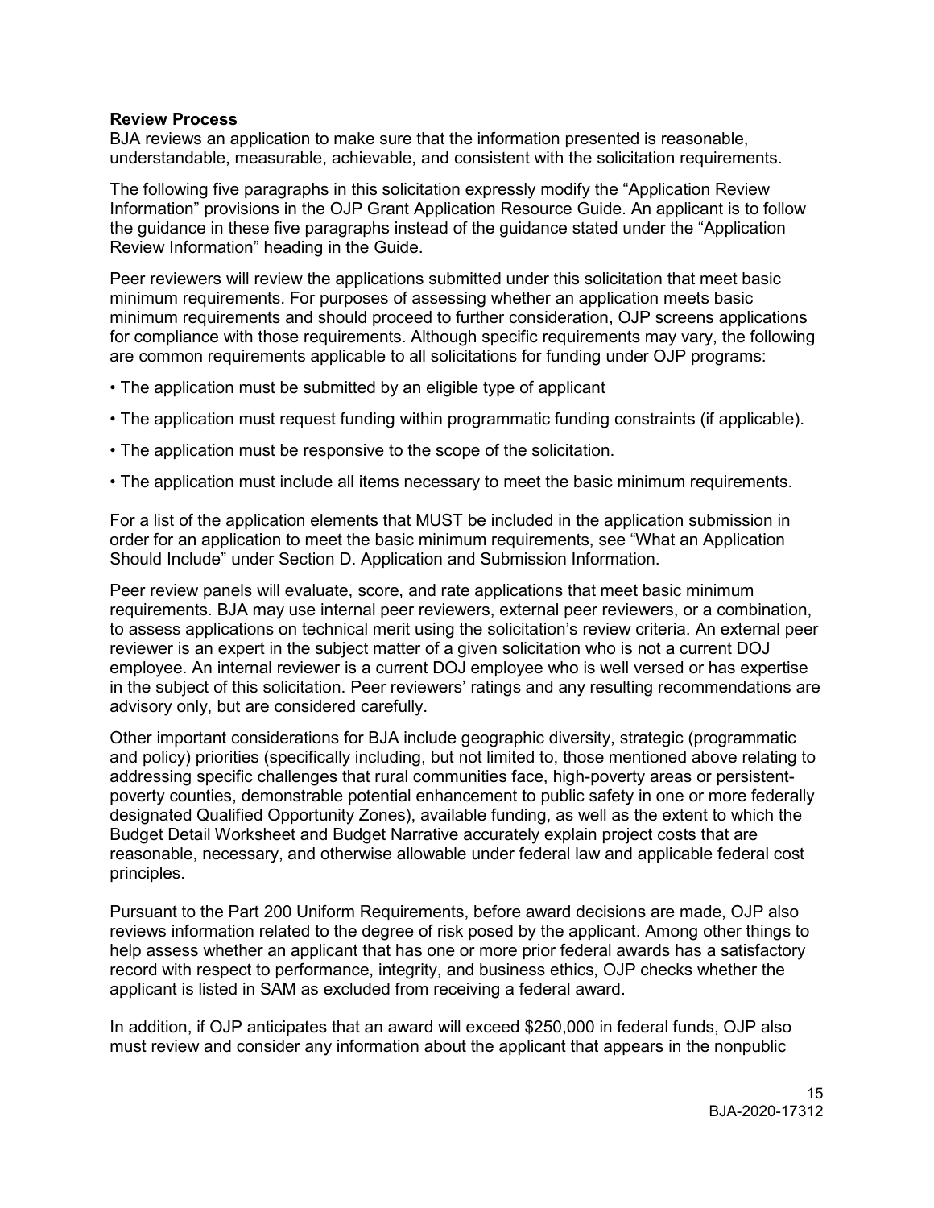**Review Process**

BJA reviews an application to make sure that the information presented is reasonable, understandable, measurable, achievable, and consistent with the solicitation requirements.

The following five paragraphs in this solicitation expressly modify the "Application Review Information" provisions in the OJP Grant Application Resource Guide. An applicant is to follow the guidance in these five paragraphs instead of the guidance stated under the "Application Review Information" heading in the Guide.

Peer reviewers will review the applications submitted under this solicitation that meet basic minimum requirements. For purposes of assessing whether an application meets basic minimum requirements and should proceed to further consideration, OJP screens applications for compliance with those requirements. Although specific requirements may vary, the following are common requirements applicable to all solicitations for funding under OJP programs:

- The application must be submitted by an eligible type of applicant
- The application must request funding within programmatic funding constraints (if applicable).
- The application must be responsive to the scope of the solicitation.
- The application must include all items necessary to meet the basic minimum requirements.

For a list of the application elements that MUST be included in the application submission in order for an application to meet the basic minimum requirements, see "What an Application Should Include" under Section D. Application and Submission Information.

Peer review panels will evaluate, score, and rate applications that meet basic minimum requirements. BJA may use internal peer reviewers, external peer reviewers, or a combination, to assess applications on technical merit using the solicitation's review criteria. An external peer reviewer is an expert in the subject matter of a given solicitation who is not a current DOJ employee. An internal reviewer is a current DOJ employee who is well versed or has expertise in the subject of this solicitation. Peer reviewers' ratings and any resulting recommendations are advisory only, but are considered carefully.

Other important considerations for BJA include geographic diversity, strategic (programmatic and policy) priorities (specifically including, but not limited to, those mentioned above relating to addressing specific challenges that rural communities face, high-poverty areas or persistent-poverty counties, demonstrable potential enhancement to public safety in one or more federally designated Qualified Opportunity Zones), available funding, as well as the extent to which the Budget Detail Worksheet and Budget Narrative accurately explain project costs that are reasonable, necessary, and otherwise allowable under federal law and applicable federal cost principles.

Pursuant to the Part 200 Uniform Requirements, before award decisions are made, OJP also reviews information related to the degree of risk posed by the applicant. Among other things to help assess whether an applicant that has one or more prior federal awards has a satisfactory record with respect to performance, integrity, and business ethics, OJP checks whether the applicant is listed in SAM as excluded from receiving a federal award.

In addition, if OJP anticipates that an award will exceed $250,000 in federal funds, OJP also must review and consider any information about the applicant that appears in the nonpublic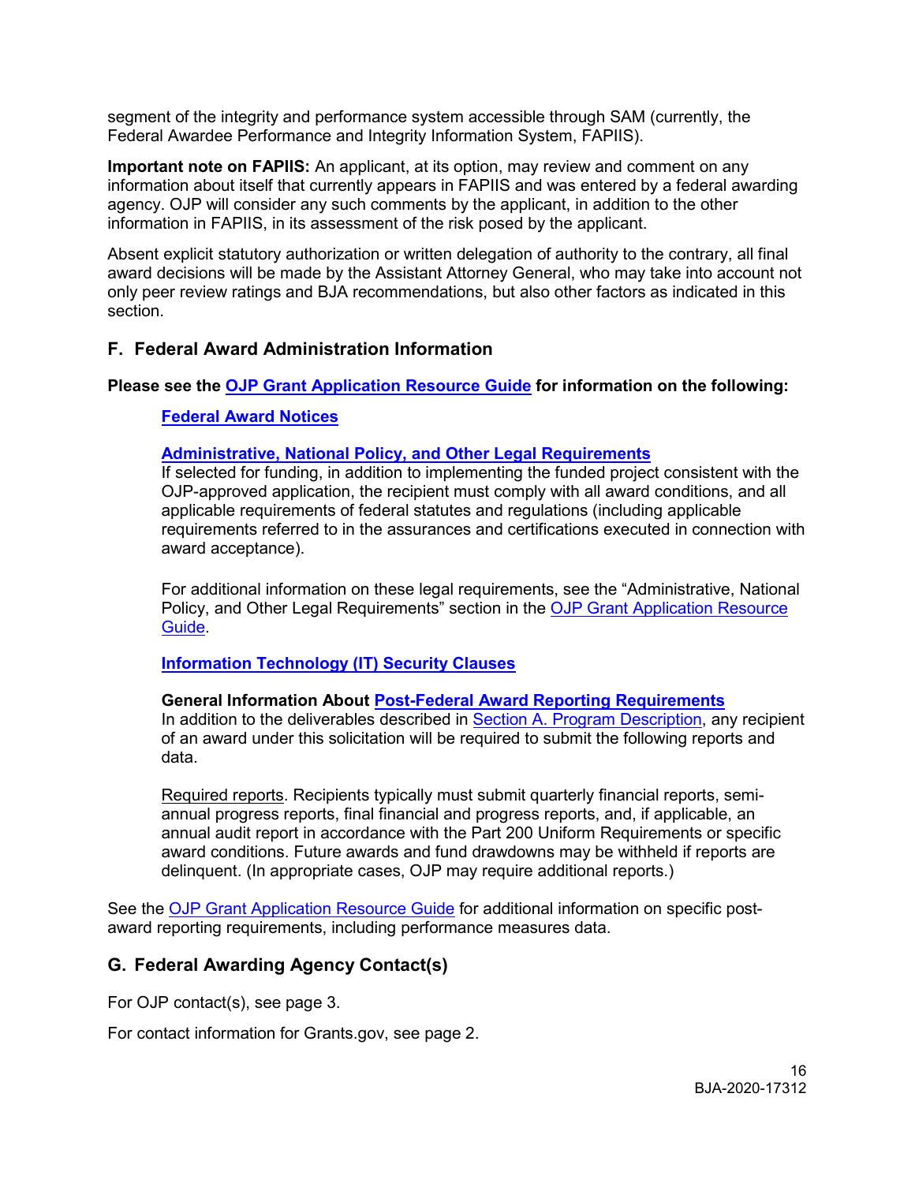segment of the integrity and performance system accessible through SAM (currently, the Federal Awardee Performance and Integrity Information System, FAPIIS).

**Important note on FAPIIS:** An applicant, at its option, may review and comment on any information about itself that currently appears in FAPIIS and was entered by a federal awarding agency. OJP will consider any such comments by the applicant, in addition to the other information in FAPIIS, in its assessment of the risk posed by the applicant.

Absent explicit statutory authorization or written delegation of authority to the contrary, all final award decisions will be made by the Assistant Attorney General, who may take into account not only peer review ratings and BJA recommendations, but also other factors as indicated in this section.

## F. Federal Award Administration Information

**Please see the OJP Grant Application Resource Guide for information on the following:**

**Federal Award Notices**

**Administrative, National Policy, and Other Legal Requirements**

If selected for funding, in addition to implementing the funded project consistent with the OJP-approved application, the recipient must comply with all award conditions, and all applicable requirements of federal statutes and regulations (including applicable requirements referred to in the assurances and certifications executed in connection with award acceptance).

For additional information on these legal requirements, see the "Administrative, National Policy, and Other Legal Requirements" section in the OJP Grant Application Resource Guide.

**Information Technology (IT) Security Clauses**

**General Information About Post-Federal Award Reporting Requirements**

In addition to the deliverables described in Section A. Program Description, any recipient of an award under this solicitation will be required to submit the following reports and data.

Required reports. Recipients typically must submit quarterly financial reports, semi-annual progress reports, final financial and progress reports, and, if applicable, an annual audit report in accordance with the Part 200 Uniform Requirements or specific award conditions. Future awards and fund drawdowns may be withheld if reports are delinquent. (In appropriate cases, OJP may require additional reports.)

See the OJP Grant Application Resource Guide for additional information on specific post-award reporting requirements, including performance measures data.

## G. Federal Awarding Agency Contact(s)

For OJP contact(s), see page 3.

For contact information for Grants.gov, see page 2.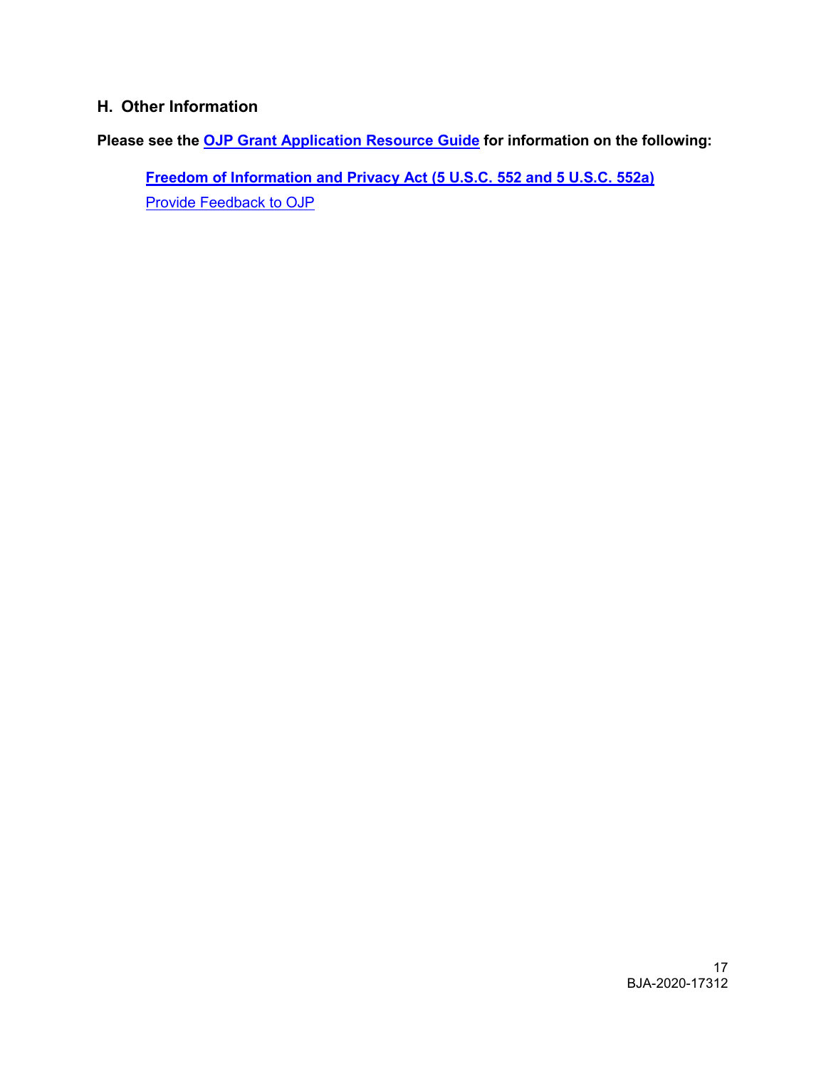## H. Other Information

**Please see the OJP Grant Application Resource Guide for information on the following:**

- **Freedom of Information and Privacy Act (5 U.S.C. 552 and 5 U.S.C. 552a)**
- Provide Feedback to OJP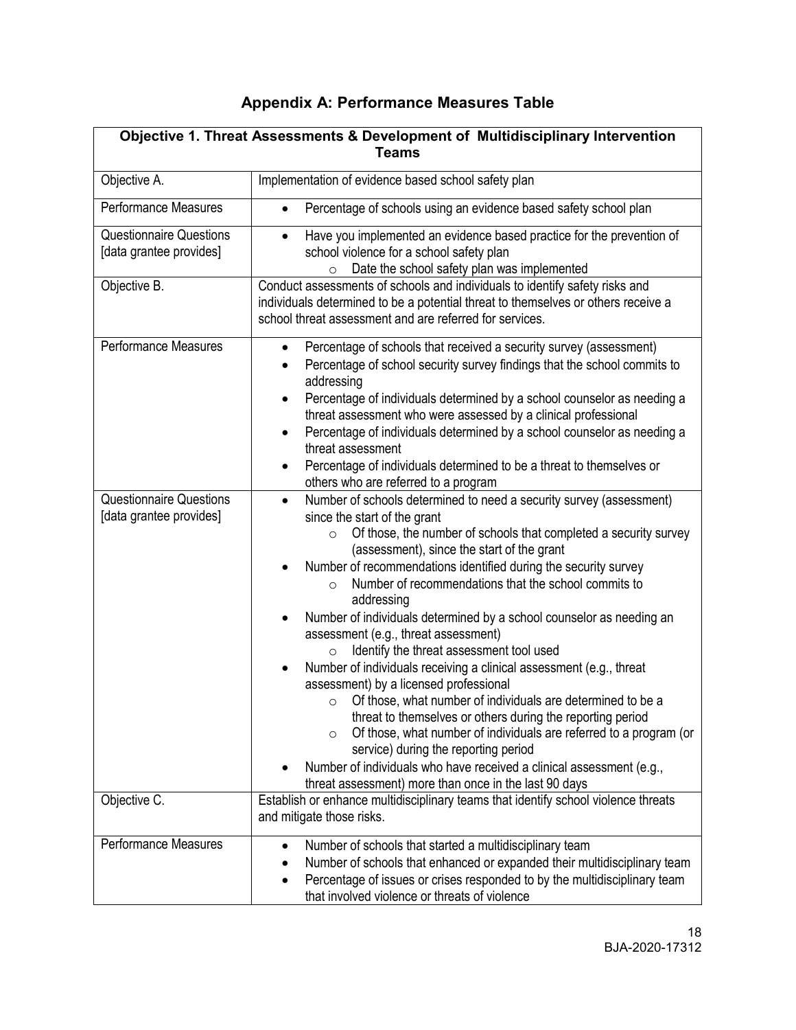## Appendix A: Performance Measures Table

| Objective 1. Threat Assessments & Development of Multidisciplinary Intervention Teams | |
|---|---|
| Objective A. | Implementation of evidence based school safety plan |
| Performance Measures | • Percentage of schools using an evidence based safety school plan |
| Questionnaire Questions [data grantee provides] | • Have you implemented an evidence based practice for the prevention of school violence for a school safety plan<br>  ○ Date the school safety plan was implemented |
| Objective B. | Conduct assessments of schools and individuals to identify safety risks and individuals determined to be a potential threat to themselves or others receive a school threat assessment and are referred for services. |
| Performance Measures | • Percentage of schools that received a security survey (assessment)<br>• Percentage of school security survey findings that the school commits to addressing<br>• Percentage of individuals determined by a school counselor as needing a threat assessment who were assessed by a clinical professional<br>• Percentage of individuals determined by a school counselor as needing a threat assessment<br>• Percentage of individuals determined to be a threat to themselves or others who are referred to a program |
| Questionnaire Questions [data grantee provides] | • Number of schools determined to need a security survey (assessment) since the start of the grant<br>  ○ Of those, the number of schools that completed a security survey (assessment), since the start of the grant<br>• Number of recommendations identified during the security survey<br>  ○ Number of recommendations that the school commits to addressing<br>• Number of individuals determined by a school counselor as needing an assessment (e.g., threat assessment)<br>  ○ Identify the threat assessment tool used<br>• Number of individuals receiving a clinical assessment (e.g., threat assessment) by a licensed professional<br>  ○ Of those, what number of individuals are determined to be a threat to themselves or others during the reporting period<br>  ○ Of those, what number of individuals are referred to a program (or service) during the reporting period<br>• Number of individuals who have received a clinical assessment (e.g., threat assessment) more than once in the last 90 days |
| Objective C. | Establish or enhance multidisciplinary teams that identify school violence threats and mitigate those risks. |
| Performance Measures | • Number of schools that started a multidisciplinary team<br>• Number of schools that enhanced or expanded their multidisciplinary team<br>• Percentage of issues or crises responded to by the multidisciplinary team that involved violence or threats of violence |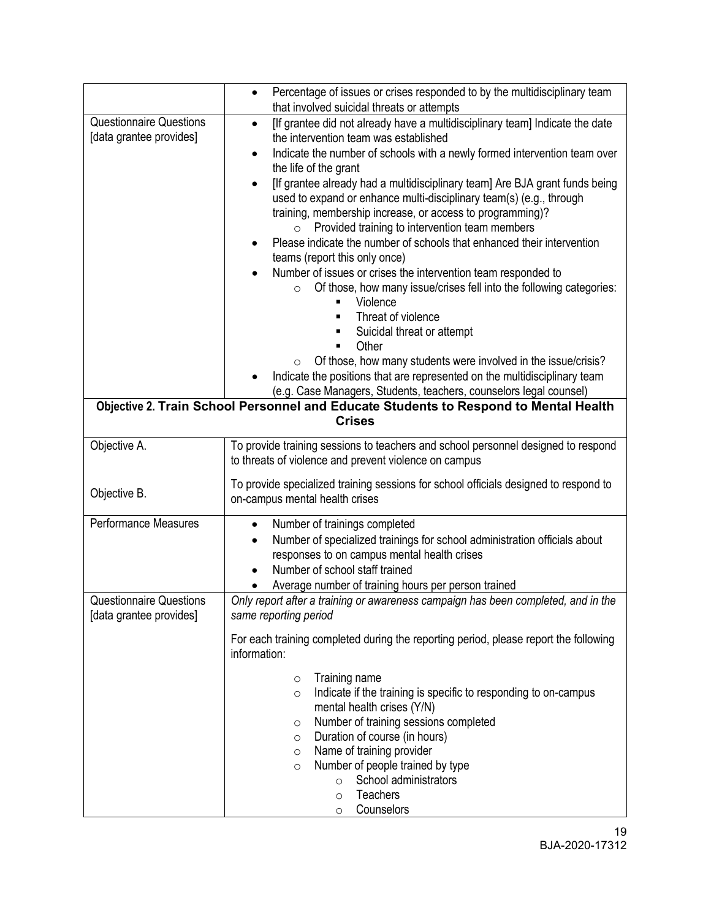| | |
|---|---|
| | • Percentage of issues or crises responded to by the multidisciplinary team that involved suicidal threats or attempts |
| Questionnaire Questions [data grantee provides] | • [If grantee did not already have a multidisciplinary team] Indicate the date the intervention team was established<br>• Indicate the number of schools with a newly formed intervention team over the life of the grant<br>• [If grantee already had a multidisciplinary team] Are BJA grant funds being used to expand or enhance multi-disciplinary team(s) (e.g., through training, membership increase, or access to programming)?<br>&nbsp;&nbsp;&nbsp;&nbsp;○ Provided training to intervention team members<br>• Please indicate the number of schools that enhanced their intervention teams (report this only once)<br>• Number of issues or crises the intervention team responded to<br>&nbsp;&nbsp;&nbsp;&nbsp;○ Of those, how many issue/crises fell into the following categories:<br>&nbsp;&nbsp;&nbsp;&nbsp;&nbsp;&nbsp;&nbsp;&nbsp;▪ Violence<br>&nbsp;&nbsp;&nbsp;&nbsp;&nbsp;&nbsp;&nbsp;&nbsp;▪ Threat of violence<br>&nbsp;&nbsp;&nbsp;&nbsp;&nbsp;&nbsp;&nbsp;&nbsp;▪ Suicidal threat or attempt<br>&nbsp;&nbsp;&nbsp;&nbsp;&nbsp;&nbsp;&nbsp;&nbsp;▪ Other<br>&nbsp;&nbsp;&nbsp;&nbsp;○ Of those, how many students were involved in the issue/crisis?<br>• Indicate the positions that are represented on the multidisciplinary team (e.g. Case Managers, Students, teachers, counselors legal counsel) |
| **Objective 2. Train School Personnel and Educate Students to Respond to Mental Health Crises** | |
| Objective A.<br><br>Objective B. | To provide training sessions to teachers and school personnel designed to respond to threats of violence and prevent violence on campus<br><br>To provide specialized training sessions for school officials designed to respond to on-campus mental health crises |
| Performance Measures | • Number of trainings completed<br>• Number of specialized trainings for school administration officials about responses to on campus mental health crises<br>• Number of school staff trained<br>• Average number of training hours per person trained |
| Questionnaire Questions [data grantee provides] | *Only report after a training or awareness campaign has been completed, and in the same reporting period*<br><br>For each training completed during the reporting period, please report the following information:<br><br>&nbsp;&nbsp;&nbsp;&nbsp;○ Training name<br>&nbsp;&nbsp;&nbsp;&nbsp;○ Indicate if the training is specific to responding to on-campus mental health crises (Y/N)<br>&nbsp;&nbsp;&nbsp;&nbsp;○ Number of training sessions completed<br>&nbsp;&nbsp;&nbsp;&nbsp;○ Duration of course (in hours)<br>&nbsp;&nbsp;&nbsp;&nbsp;○ Name of training provider<br>&nbsp;&nbsp;&nbsp;&nbsp;○ Number of people trained by type<br>&nbsp;&nbsp;&nbsp;&nbsp;&nbsp;&nbsp;&nbsp;&nbsp;○ School administrators<br>&nbsp;&nbsp;&nbsp;&nbsp;&nbsp;&nbsp;&nbsp;&nbsp;○ Teachers<br>&nbsp;&nbsp;&nbsp;&nbsp;&nbsp;&nbsp;&nbsp;&nbsp;○ Counselors |

BJA-2020-17312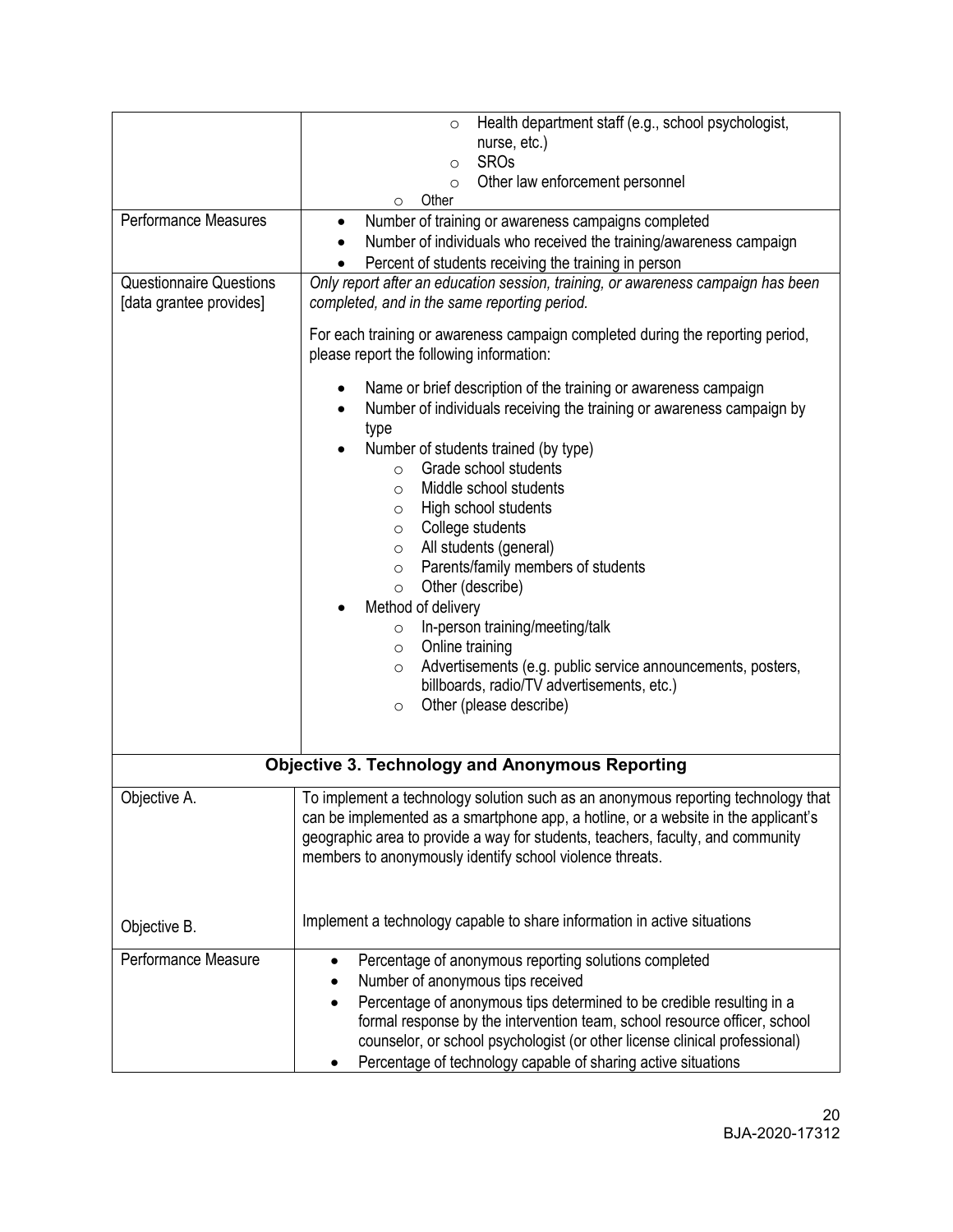| | |
|---|---|
| | ○ Health department staff (e.g., school psychologist, nurse, etc.)<br>○ SROs<br>○ Other law enforcement personnel<br>○ Other |
| Performance Measures | • Number of training or awareness campaigns completed<br>• Number of individuals who received the training/awareness campaign<br>• Percent of students receiving the training in person |
| Questionnaire Questions [data grantee provides] | *Only report after an education session, training, or awareness campaign has been completed, and in the same reporting period.*<br><br>For each training or awareness campaign completed during the reporting period, please report the following information:<br><br>• Name or brief description of the training or awareness campaign<br>• Number of individuals receiving the training or awareness campaign by type<br>• Number of students trained (by type)<br>  ○ Grade school students<br>  ○ Middle school students<br>  ○ High school students<br>  ○ College students<br>  ○ All students (general)<br>  ○ Parents/family members of students<br>  ○ Other (describe)<br>• Method of delivery<br>  ○ In-person training/meeting/talk<br>  ○ Online training<br>  ○ Advertisements (e.g. public service announcements, posters, billboards, radio/TV advertisements, etc.)<br>  ○ Other (please describe) |
| **Objective 3. Technology and Anonymous Reporting** | |
| Objective A.<br><br>Objective B. | To implement a technology solution such as an anonymous reporting technology that can be implemented as a smartphone app, a hotline, or a website in the applicant's geographic area to provide a way for students, teachers, faculty, and community members to anonymously identify school violence threats.<br><br>Implement a technology capable to share information in active situations |
| Performance Measure | • Percentage of anonymous reporting solutions completed<br>• Number of anonymous tips received<br>• Percentage of anonymous tips determined to be credible resulting in a formal response by the intervention team, school resource officer, school counselor, or school psychologist (or other license clinical professional)<br>• Percentage of technology capable of sharing active situations |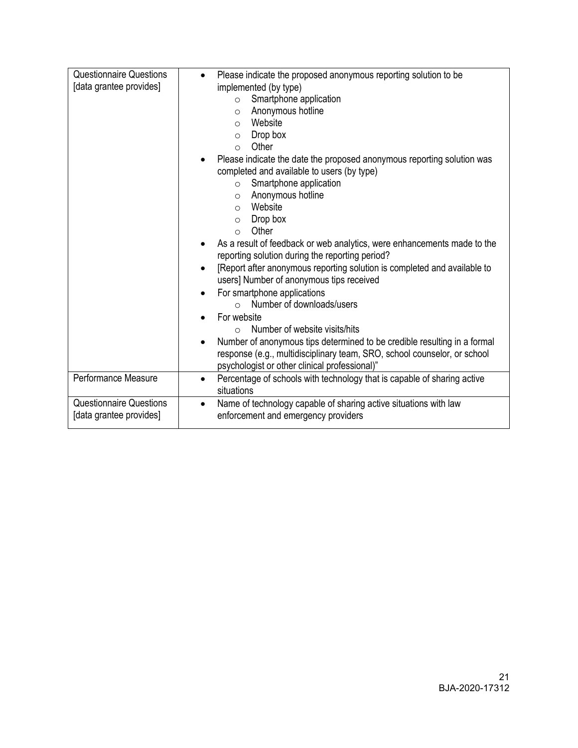| | |
|---|---|
| Questionnaire Questions [data grantee provides] | • Please indicate the proposed anonymous reporting solution to be implemented (by type)<br>&nbsp;&nbsp;&nbsp;&nbsp;○ Smartphone application<br>&nbsp;&nbsp;&nbsp;&nbsp;○ Anonymous hotline<br>&nbsp;&nbsp;&nbsp;&nbsp;○ Website<br>&nbsp;&nbsp;&nbsp;&nbsp;○ Drop box<br>&nbsp;&nbsp;&nbsp;&nbsp;○ Other<br>• Please indicate the date the proposed anonymous reporting solution was completed and available to users (by type)<br>&nbsp;&nbsp;&nbsp;&nbsp;○ Smartphone application<br>&nbsp;&nbsp;&nbsp;&nbsp;○ Anonymous hotline<br>&nbsp;&nbsp;&nbsp;&nbsp;○ Website<br>&nbsp;&nbsp;&nbsp;&nbsp;○ Drop box<br>&nbsp;&nbsp;&nbsp;&nbsp;○ Other<br>• As a result of feedback or web analytics, were enhancements made to the reporting solution during the reporting period?<br>• [Report after anonymous reporting solution is completed and available to users] Number of anonymous tips received<br>• For smartphone applications<br>&nbsp;&nbsp;&nbsp;&nbsp;○ Number of downloads/users<br>• For website<br>&nbsp;&nbsp;&nbsp;&nbsp;○ Number of website visits/hits<br>• Number of anonymous tips determined to be credible resulting in a formal response (e.g., multidisciplinary team, SRO, school counselor, or school psychologist or other clinical professional)" |
| Performance Measure | • Percentage of schools with technology that is capable of sharing active situations |
| Questionnaire Questions [data grantee provides] | • Name of technology capable of sharing active situations with law enforcement and emergency providers |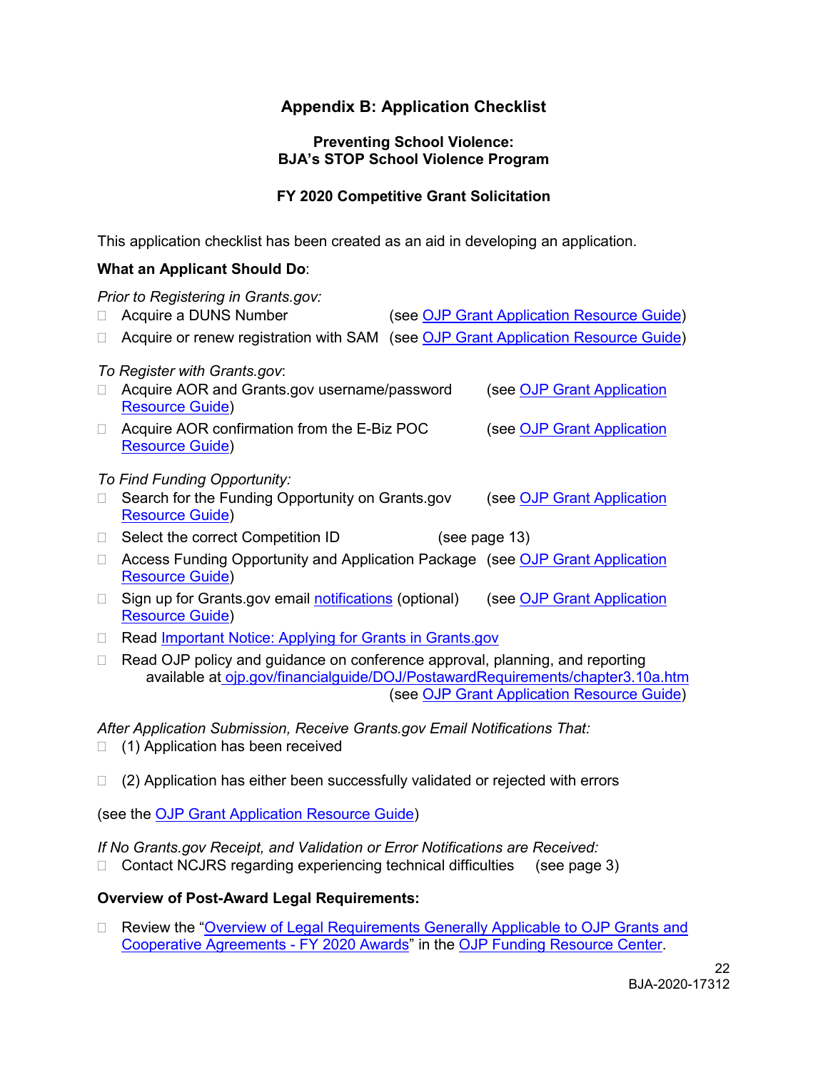## Appendix B: Application Checklist

### Preventing School Violence: BJA's STOP School Violence Program

### FY 2020 Competitive Grant Solicitation

This application checklist has been created as an aid in developing an application.

**What an Applicant Should Do**:

*Prior to Registering in Grants.gov:*

- ☐ Acquire a DUNS Number (see OJP Grant Application Resource Guide)
- ☐ Acquire or renew registration with SAM (see OJP Grant Application Resource Guide)

*To Register with Grants.gov*:

- ☐ Acquire AOR and Grants.gov username/password (see OJP Grant Application Resource Guide)
- ☐ Acquire AOR confirmation from the E-Biz POC (see OJP Grant Application Resource Guide)

*To Find Funding Opportunity:*

- ☐ Search for the Funding Opportunity on Grants.gov (see OJP Grant Application Resource Guide)
- ☐ Select the correct Competition ID (see page 13)
- ☐ Access Funding Opportunity and Application Package (see OJP Grant Application Resource Guide)
- ☐ Sign up for Grants.gov email notifications (optional) (see OJP Grant Application Resource Guide)
- ☐ Read Important Notice: Applying for Grants in Grants.gov
- ☐ Read OJP policy and guidance on conference approval, planning, and reporting available at ojp.gov/financialguide/DOJ/PostawardRequirements/chapter3.10a.htm (see OJP Grant Application Resource Guide)

*After Application Submission, Receive Grants.gov Email Notifications That:*

- ☐ (1) Application has been received
- ☐ (2) Application has either been successfully validated or rejected with errors

(see the OJP Grant Application Resource Guide)

*If No Grants.gov Receipt, and Validation or Error Notifications are Received:*

- ☐ Contact NCJRS regarding experiencing technical difficulties (see page 3)

**Overview of Post-Award Legal Requirements:**

- ☐ Review the "Overview of Legal Requirements Generally Applicable to OJP Grants and Cooperative Agreements - FY 2020 Awards" in the OJP Funding Resource Center.

BJA-2020-17312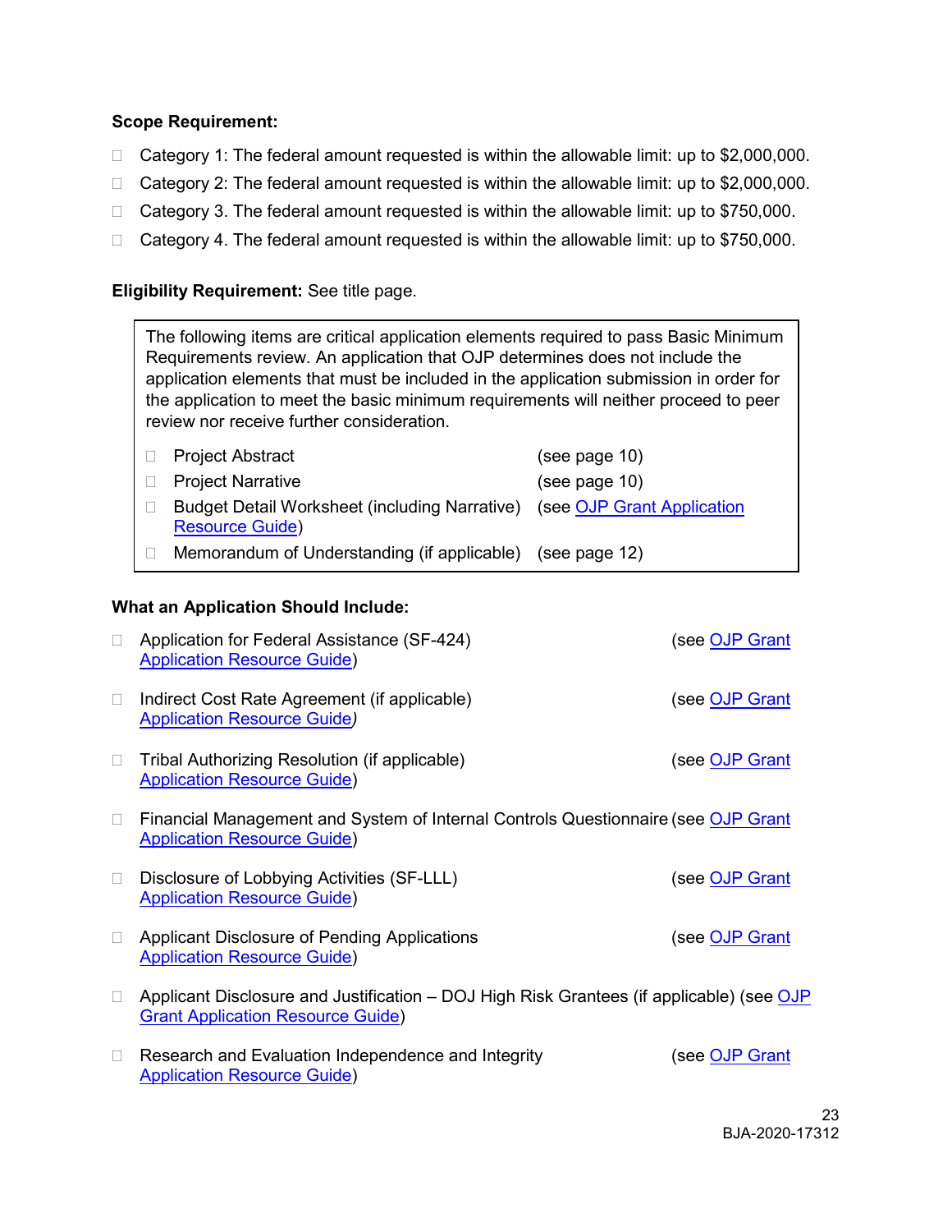**Scope Requirement:**

- ☐ Category 1: The federal amount requested is within the allowable limit: up to $2,000,000.
- ☐ Category 2: The federal amount requested is within the allowable limit: up to $2,000,000.
- ☐ Category 3. The federal amount requested is within the allowable limit: up to $750,000.
- ☐ Category 4. The federal amount requested is within the allowable limit: up to $750,000.

**Eligibility Requirement:** See title page.

> The following items are critical application elements required to pass Basic Minimum Requirements review. An application that OJP determines does not include the application elements that must be included in the application submission in order for the application to meet the basic minimum requirements will neither proceed to peer review nor receive further consideration.
>
> - ☐ Project Abstract (see page 10)
> - ☐ Project Narrative (see page 10)
> - ☐ Budget Detail Worksheet (including Narrative) (see OJP Grant Application Resource Guide)
> - ☐ Memorandum of Understanding (if applicable) (see page 12)

**What an Application Should Include:**

- ☐ Application for Federal Assistance (SF-424) (see OJP Grant Application Resource Guide)
- ☐ Indirect Cost Rate Agreement (if applicable) (see OJP Grant Application Resource Guide)
- ☐ Tribal Authorizing Resolution (if applicable) (see OJP Grant Application Resource Guide)
- ☐ Financial Management and System of Internal Controls Questionnaire (see OJP Grant Application Resource Guide)
- ☐ Disclosure of Lobbying Activities (SF-LLL) (see OJP Grant Application Resource Guide)
- ☐ Applicant Disclosure of Pending Applications (see OJP Grant Application Resource Guide)
- ☐ Applicant Disclosure and Justification – DOJ High Risk Grantees (if applicable) (see OJP Grant Application Resource Guide)
- ☐ Research and Evaluation Independence and Integrity (see OJP Grant Application Resource Guide)

BJA-2020-17312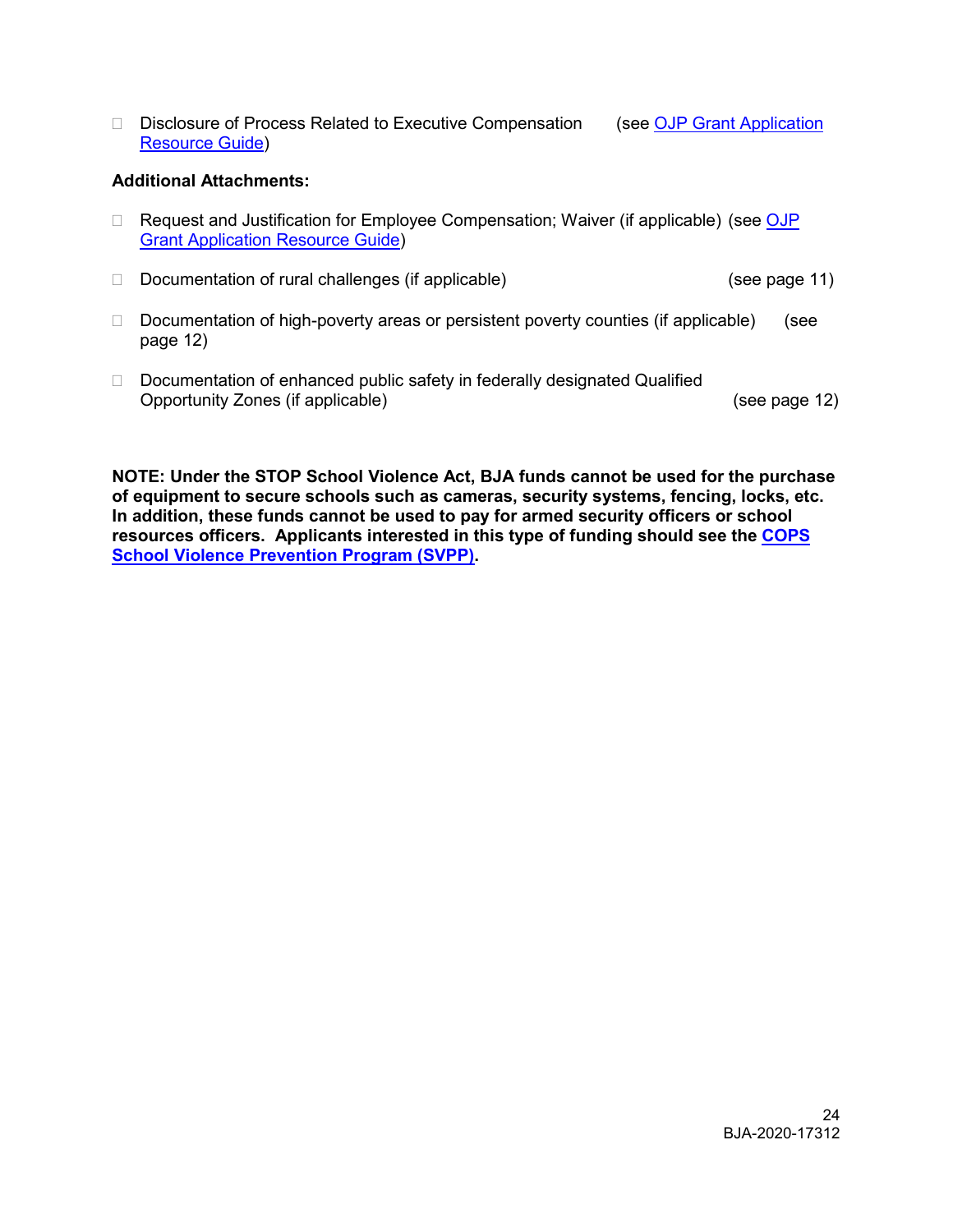- Disclosure of Process Related to Executive Compensation (see OJP Grant Application Resource Guide)

**Additional Attachments:**

- Request and Justification for Employee Compensation; Waiver (if applicable) (see OJP Grant Application Resource Guide)
- Documentation of rural challenges (if applicable) (see page 11)
- Documentation of high-poverty areas or persistent poverty counties (if applicable) (see page 12)
- Documentation of enhanced public safety in federally designated Qualified Opportunity Zones (if applicable) (see page 12)

**NOTE: Under the STOP School Violence Act, BJA funds cannot be used for the purchase of equipment to secure schools such as cameras, security systems, fencing, locks, etc. In addition, these funds cannot be used to pay for armed security officers or school resources officers. Applicants interested in this type of funding should see the COPS School Violence Prevention Program (SVPP).**